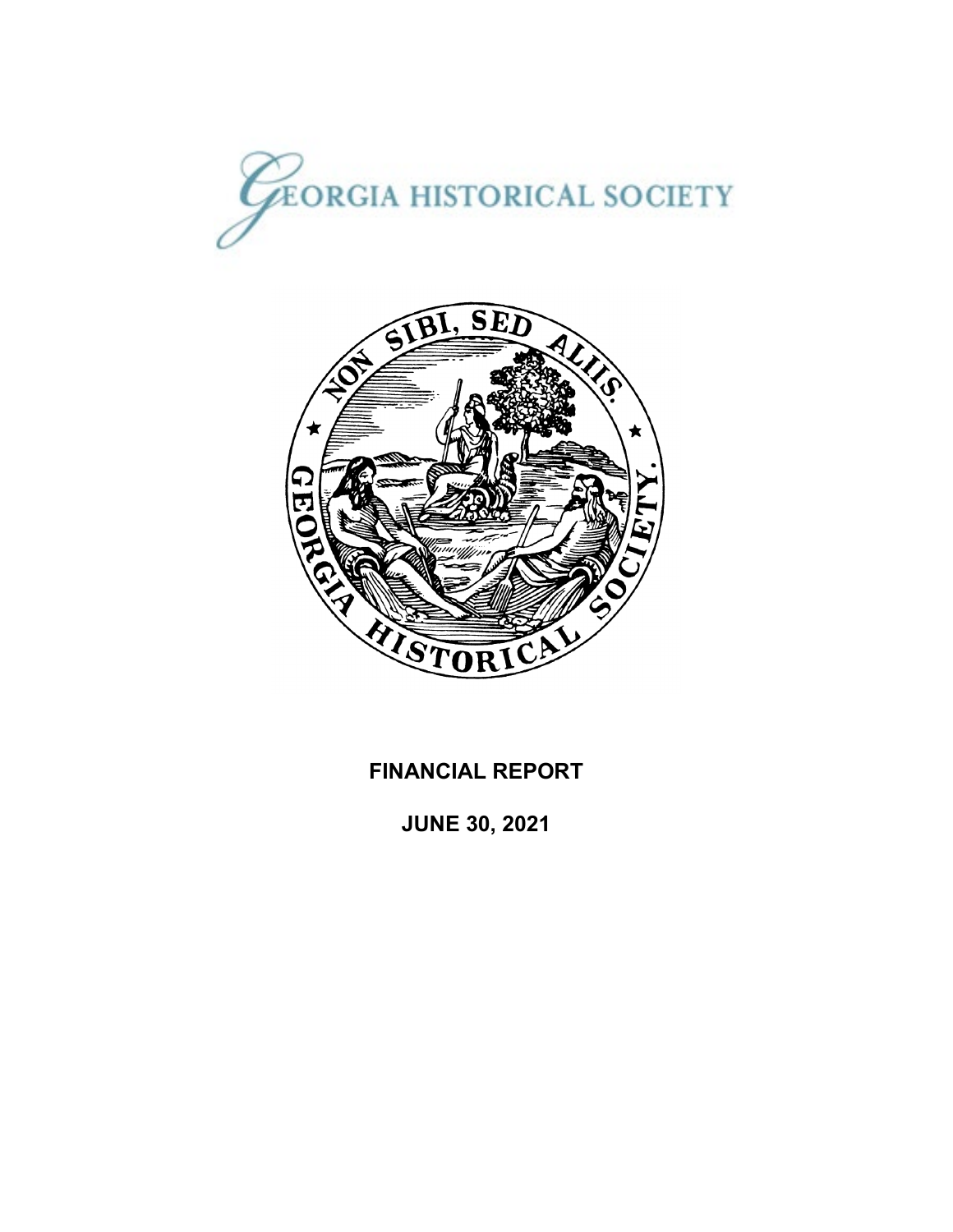GEORGIA HISTORICAL SOCIETY

# FINANCIAL REPORT

## JUNE 30, 2021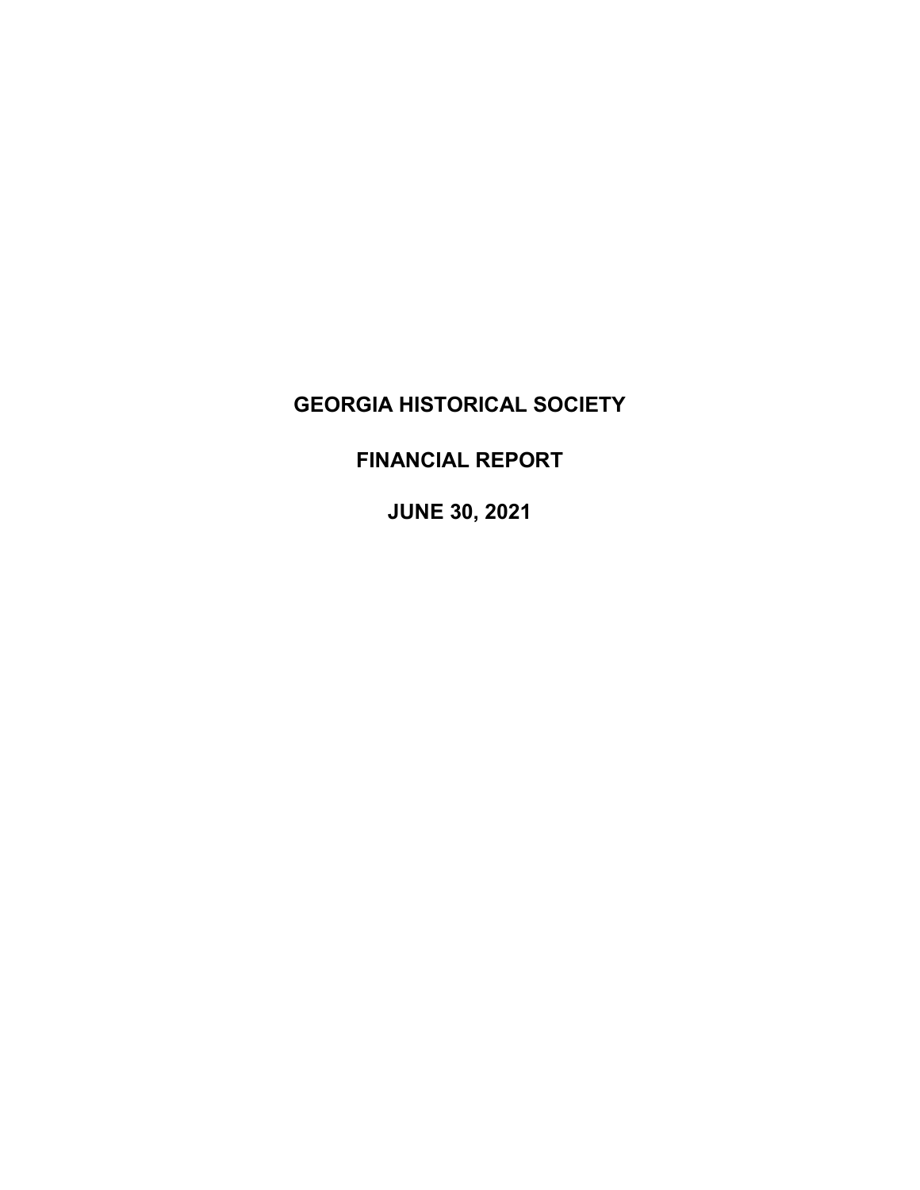# GEORGIA HISTORICAL SOCIETY

# FINANCIAL REPORT

# JUNE 30, 2021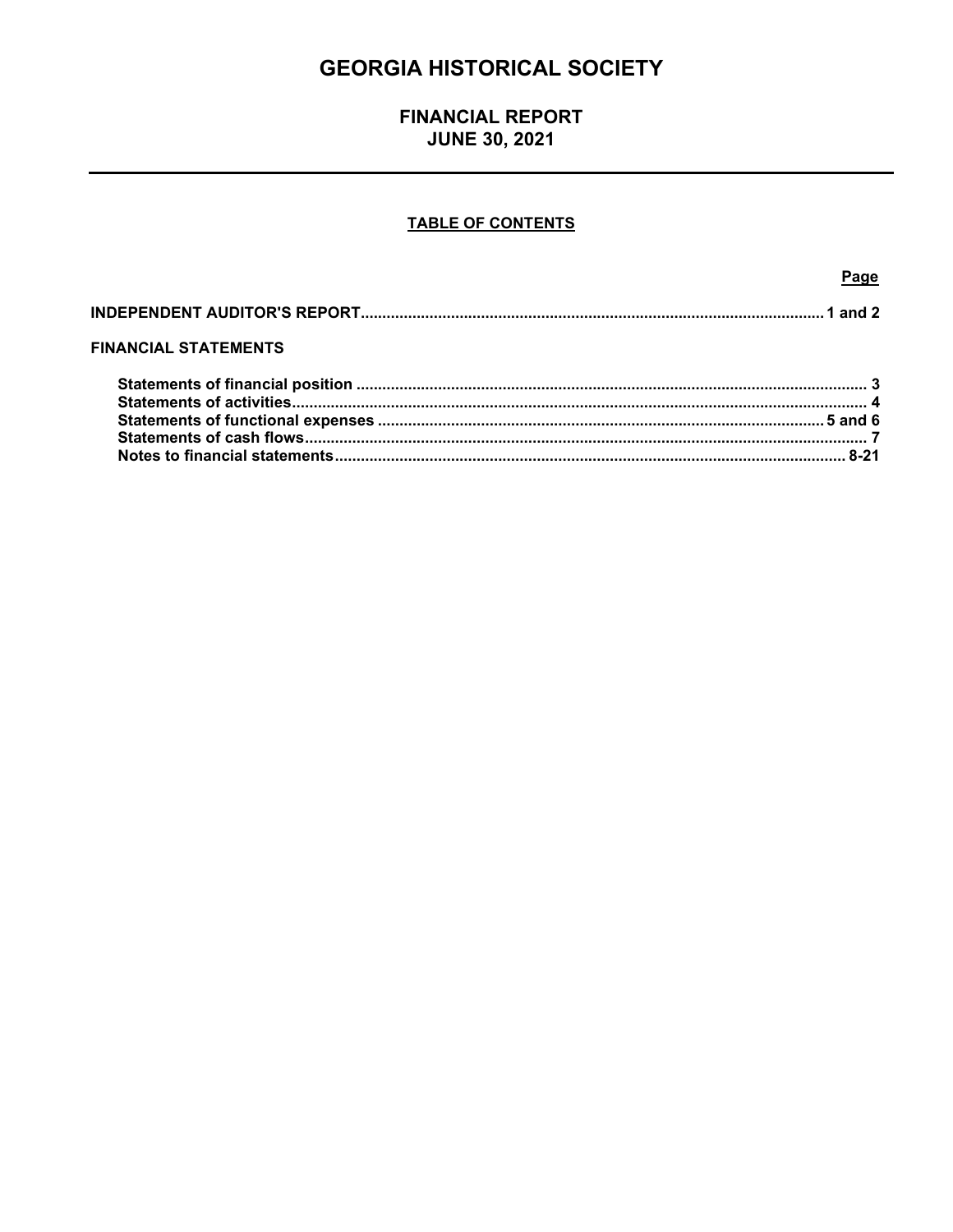# GEORGIA HISTORICAL SOCIETY

## FINANCIAL REPORT
## JUNE 30, 2021

---

### TABLE OF CONTENTS

| | Page |
|---|---|
| **INDEPENDENT AUDITOR'S REPORT** | **1 and 2** |
| **FINANCIAL STATEMENTS** | |
| **Statements of financial position** | **3** |
| **Statements of activities** | **4** |
| **Statements of functional expenses** | **5 and 6** |
| **Statements of cash flows** | **7** |
| **Notes to financial statements** | **8-21** |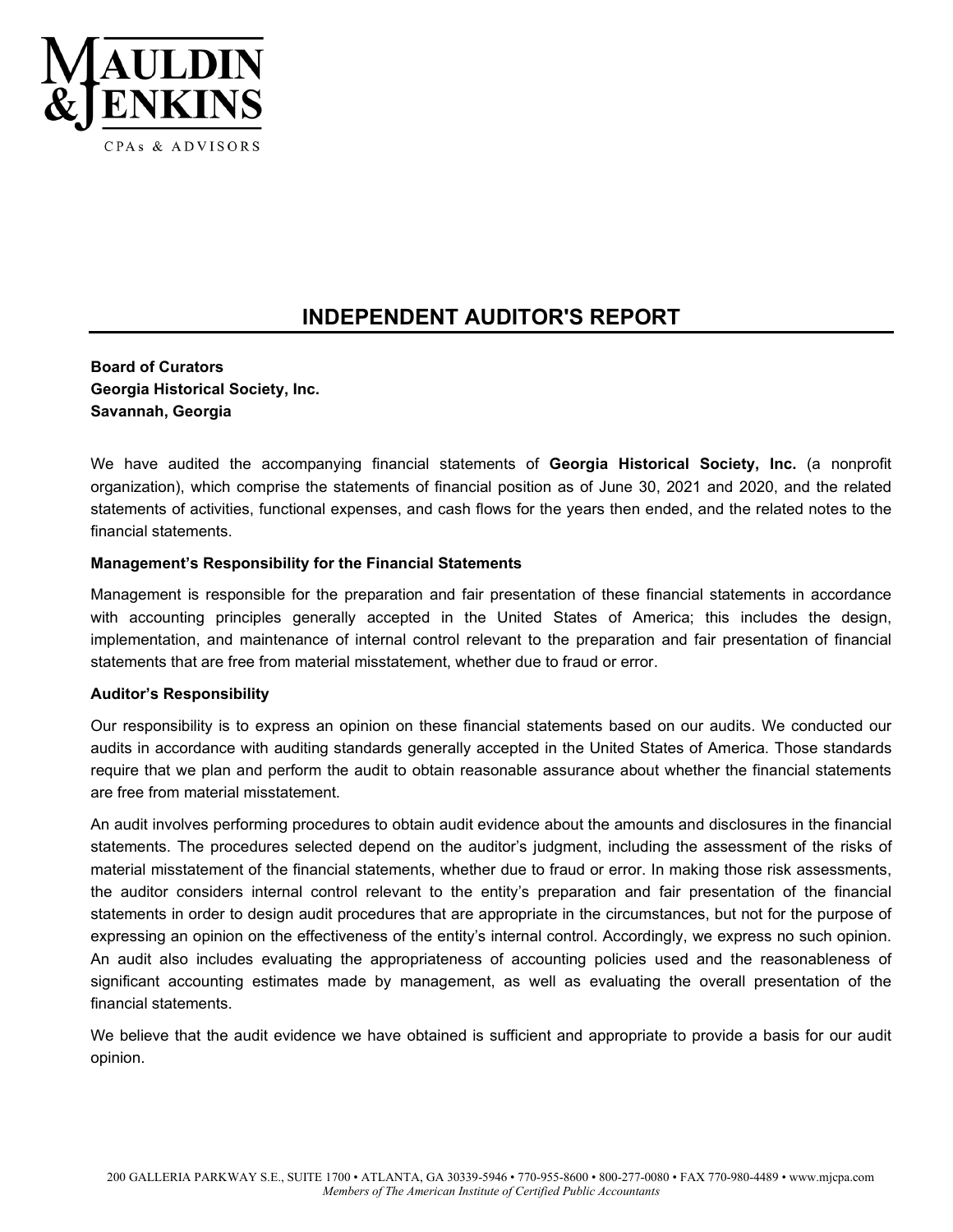# INDEPENDENT AUDITOR'S REPORT

**Board of Curators**
**Georgia Historical Society, Inc.**
**Savannah, Georgia**

We have audited the accompanying financial statements of **Georgia Historical Society, Inc.** (a nonprofit organization), which comprise the statements of financial position as of June 30, 2021 and 2020, and the related statements of activities, functional expenses, and cash flows for the years then ended, and the related notes to the financial statements.

**Management's Responsibility for the Financial Statements**

Management is responsible for the preparation and fair presentation of these financial statements in accordance with accounting principles generally accepted in the United States of America; this includes the design, implementation, and maintenance of internal control relevant to the preparation and fair presentation of financial statements that are free from material misstatement, whether due to fraud or error.

**Auditor's Responsibility**

Our responsibility is to express an opinion on these financial statements based on our audits. We conducted our audits in accordance with auditing standards generally accepted in the United States of America. Those standards require that we plan and perform the audit to obtain reasonable assurance about whether the financial statements are free from material misstatement.

An audit involves performing procedures to obtain audit evidence about the amounts and disclosures in the financial statements. The procedures selected depend on the auditor's judgment, including the assessment of the risks of material misstatement of the financial statements, whether due to fraud or error. In making those risk assessments, the auditor considers internal control relevant to the entity's preparation and fair presentation of the financial statements in order to design audit procedures that are appropriate in the circumstances, but not for the purpose of expressing an opinion on the effectiveness of the entity's internal control. Accordingly, we express no such opinion. An audit also includes evaluating the appropriateness of accounting policies used and the reasonableness of significant accounting estimates made by management, as well as evaluating the overall presentation of the financial statements.

We believe that the audit evidence we have obtained is sufficient and appropriate to provide a basis for our audit opinion.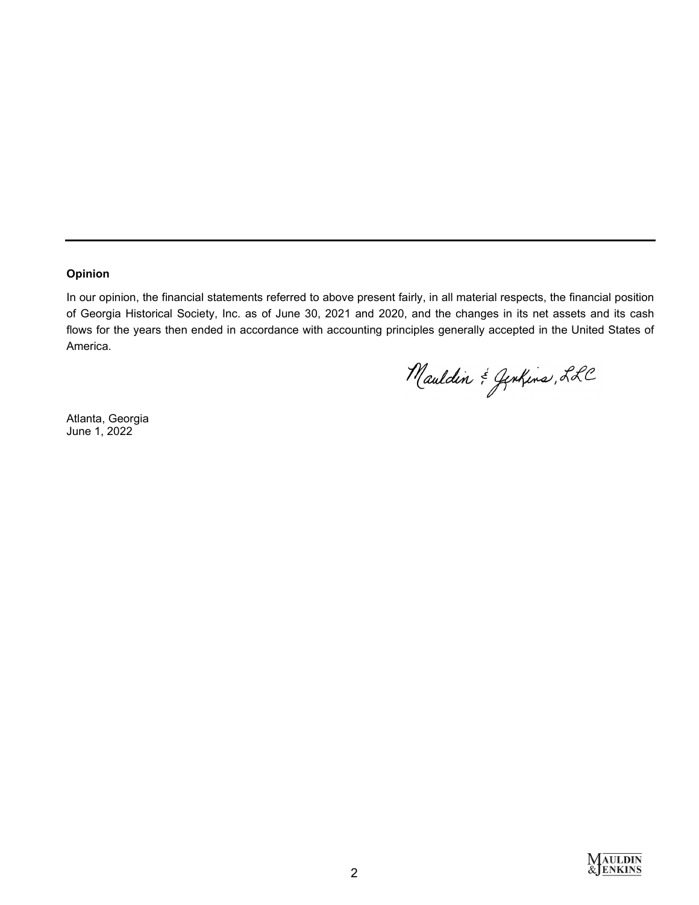### Opinion

In our opinion, the financial statements referred to above present fairly, in all material respects, the financial position of Georgia Historical Society, Inc. as of June 30, 2021 and 2020, and the changes in its net assets and its cash flows for the years then ended in accordance with accounting principles generally accepted in the United States of America.

Mauldin & Jenkins, LLC

Atlanta, Georgia
June 1, 2022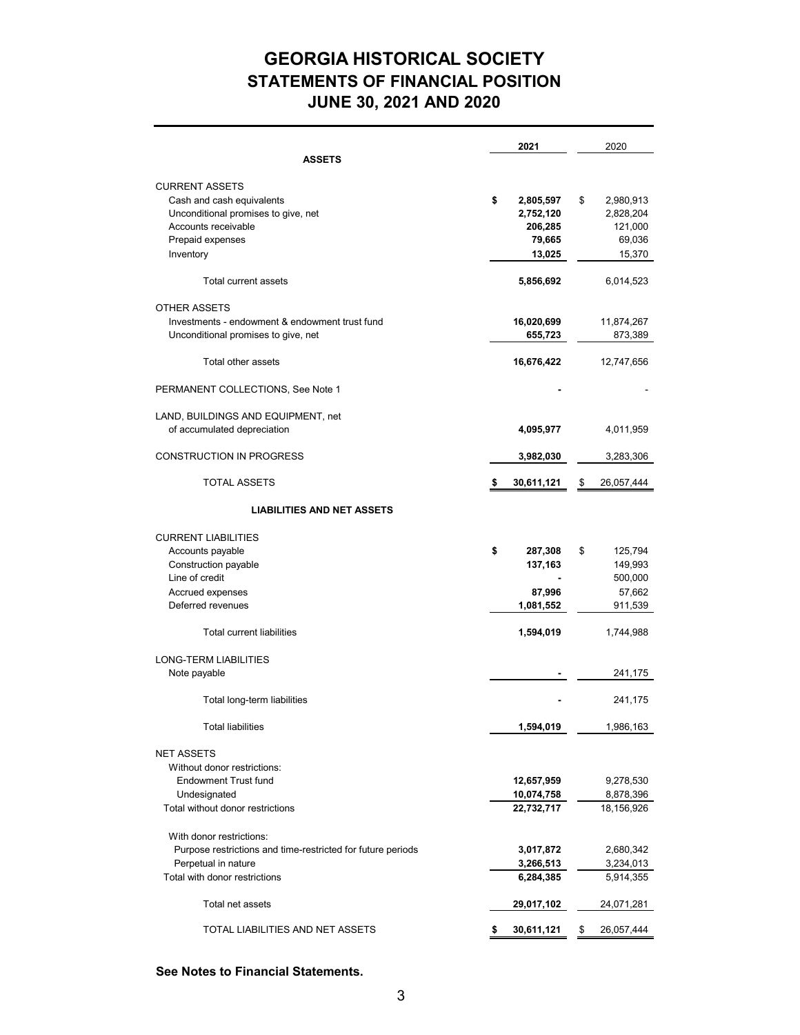# GEORGIA HISTORICAL SOCIETY
## STATEMENTS OF FINANCIAL POSITION
## JUNE 30, 2021 AND 2020

| | 2021 | 2020 |
|---|---|---|
| **ASSETS** | | |
| CURRENT ASSETS | | |
| Cash and cash equivalents | **$ 2,805,597** | $ 2,980,913 |
| Unconditional promises to give, net | **2,752,120** | 2,828,204 |
| Accounts receivable | **206,285** | 121,000 |
| Prepaid expenses | **79,665** | 69,036 |
| Inventory | **13,025** | 15,370 |
| Total current assets | **5,856,692** | 6,014,523 |
| OTHER ASSETS | | |
| Investments - endowment & endowment trust fund | **16,020,699** | 11,874,267 |
| Unconditional promises to give, net | **655,723** | 873,389 |
| Total other assets | **16,676,422** | 12,747,656 |
| PERMANENT COLLECTIONS, See Note 1 | **-** | - |
| LAND, BUILDINGS AND EQUIPMENT, net of accumulated depreciation | **4,095,977** | 4,011,959 |
| CONSTRUCTION IN PROGRESS | **3,982,030** | 3,283,306 |
| TOTAL ASSETS | **$ 30,611,121** | $ 26,057,444 |
| **LIABILITIES AND NET ASSETS** | | |
| CURRENT LIABILITIES | | |
| Accounts payable | **$ 287,308** | $ 125,794 |
| Construction payable | **137,163** | 149,993 |
| Line of credit | **-** | 500,000 |
| Accrued expenses | **87,996** | 57,662 |
| Deferred revenues | **1,081,552** | 911,539 |
| Total current liabilities | **1,594,019** | 1,744,988 |
| LONG-TERM LIABILITIES | | |
| Note payable | **-** | 241,175 |
| Total long-term liabilities | **-** | 241,175 |
| Total liabilities | **1,594,019** | 1,986,163 |
| NET ASSETS | | |
| Without donor restrictions: | | |
| Endowment Trust fund | **12,657,959** | 9,278,530 |
| Undesignated | **10,074,758** | 8,878,396 |
| Total without donor restrictions | **22,732,717** | 18,156,926 |
| With donor restrictions: | | |
| Purpose restrictions and time-restricted for future periods | **3,017,872** | 2,680,342 |
| Perpetual in nature | **3,266,513** | 3,234,013 |
| Total with donor restrictions | **6,284,385** | 5,914,355 |
| Total net assets | **29,017,102** | 24,071,281 |
| TOTAL LIABILITIES AND NET ASSETS | **$ 30,611,121** | $ 26,057,444 |

**See Notes to Financial Statements.**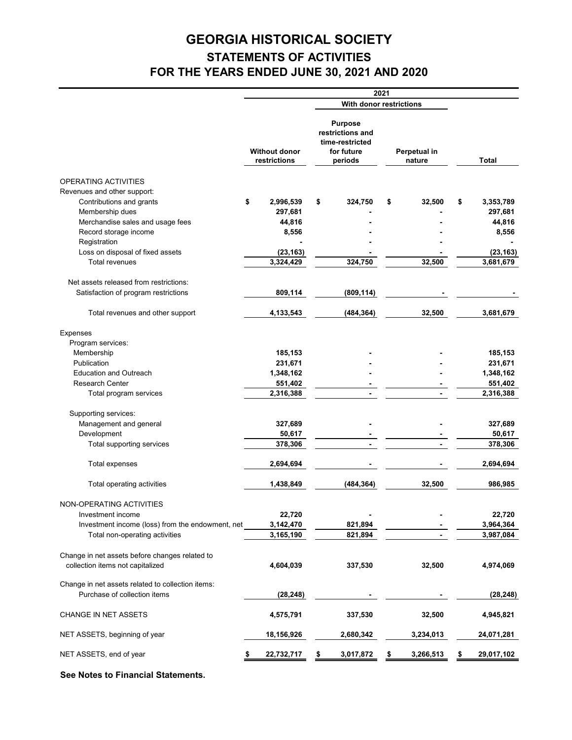# GEORGIA HISTORICAL SOCIETY

## STATEMENTS OF ACTIVITIES

## FOR THE YEARS ENDED JUNE 30, 2021 AND 2020

| | 2021 | | | |
|---|---|---|---|---|
| | | With donor restrictions | | |
| | Without donor restrictions | Purpose restrictions and time-restricted for future periods | Perpetual in nature | Total |
| OPERATING ACTIVITIES | | | | |
| Revenues and other support: | | | | |
| Contributions and grants | $ 2,996,539 | $ 324,750 | $ 32,500 | $ 3,353,789 |
| Membership dues | 297,681 | - | - | 297,681 |
| Merchandise sales and usage fees | 44,816 | - | - | 44,816 |
| Record storage income | 8,556 | - | - | 8,556 |
| Registration | - | - | - | - |
| Loss on disposal of fixed assets | (23,163) | - | - | (23,163) |
| Total revenues | 3,324,429 | 324,750 | 32,500 | 3,681,679 |
| Net assets released from restrictions: | | | | |
| Satisfaction of program restrictions | 809,114 | (809,114) | - | - |
| Total revenues and other support | 4,133,543 | (484,364) | 32,500 | 3,681,679 |
| Expenses | | | | |
| Program services: | | | | |
| Membership | 185,153 | - | - | 185,153 |
| Publication | 231,671 | - | - | 231,671 |
| Education and Outreach | 1,348,162 | - | - | 1,348,162 |
| Research Center | 551,402 | - | - | 551,402 |
| Total program services | 2,316,388 | - | - | 2,316,388 |
| Supporting services: | | | | |
| Management and general | 327,689 | - | - | 327,689 |
| Development | 50,617 | - | - | 50,617 |
| Total supporting services | 378,306 | - | - | 378,306 |
| Total expenses | 2,694,694 | - | - | 2,694,694 |
| Total operating activities | 1,438,849 | (484,364) | 32,500 | 986,985 |
| NON-OPERATING ACTIVITIES | | | | |
| Investment income | 22,720 | - | - | 22,720 |
| Investment income (loss) from the endowment, net | 3,142,470 | 821,894 | - | 3,964,364 |
| Total non-operating activities | 3,165,190 | 821,894 | - | 3,987,084 |
| Change in net assets before changes related to collection items not capitalized | 4,604,039 | 337,530 | 32,500 | 4,974,069 |
| Change in net assets related to collection items: | | | | |
| Purchase of collection items | (28,248) | - | - | (28,248) |
| CHANGE IN NET ASSETS | 4,575,791 | 337,530 | 32,500 | 4,945,821 |
| NET ASSETS, beginning of year | 18,156,926 | 2,680,342 | 3,234,013 | 24,071,281 |
| NET ASSETS, end of year | $ 22,732,717 | $ 3,017,872 | $ 3,266,513 | $ 29,017,102 |

**See Notes to Financial Statements.**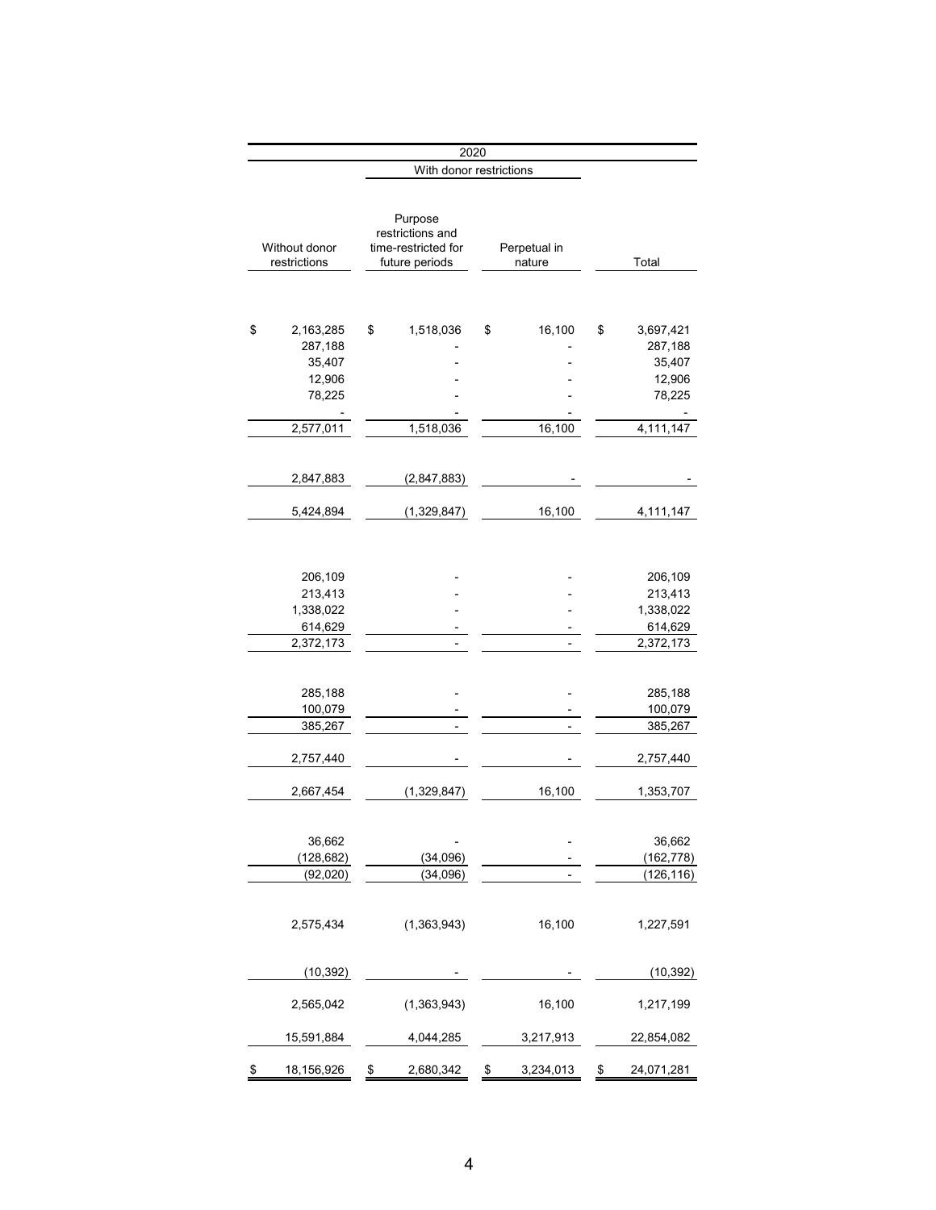| 2020 | | | |
|---|---|---|---|
| | With donor restrictions | | |
| Without donor restrictions | Purpose restrictions and time-restricted for future periods | Perpetual in nature | Total |
| $ 2,163,285 | $ 1,518,036 | $ 16,100 | $ 3,697,421 |
| 287,188 | - | - | 287,188 |
| 35,407 | - | - | 35,407 |
| 12,906 | - | - | 12,906 |
| 78,225 | - | - | 78,225 |
| - | - | - | - |
| 2,577,011 | 1,518,036 | 16,100 | 4,111,147 |
| 2,847,883 | (2,847,883) | - | - |
| 5,424,894 | (1,329,847) | 16,100 | 4,111,147 |
| 206,109 | - | - | 206,109 |
| 213,413 | - | - | 213,413 |
| 1,338,022 | - | - | 1,338,022 |
| 614,629 | - | - | 614,629 |
| 2,372,173 | - | - | 2,372,173 |
| 285,188 | - | - | 285,188 |
| 100,079 | - | - | 100,079 |
| 385,267 | - | - | 385,267 |
| 2,757,440 | - | - | 2,757,440 |
| 2,667,454 | (1,329,847) | 16,100 | 1,353,707 |
| 36,662 | - | - | 36,662 |
| (128,682) | (34,096) | - | (162,778) |
| (92,020) | (34,096) | - | (126,116) |
| 2,575,434 | (1,363,943) | 16,100 | 1,227,591 |
| (10,392) | - | - | (10,392) |
| 2,565,042 | (1,363,943) | 16,100 | 1,217,199 |
| 15,591,884 | 4,044,285 | 3,217,913 | 22,854,082 |
| $ 18,156,926 | $ 2,680,342 | $ 3,234,013 | $ 24,071,281 |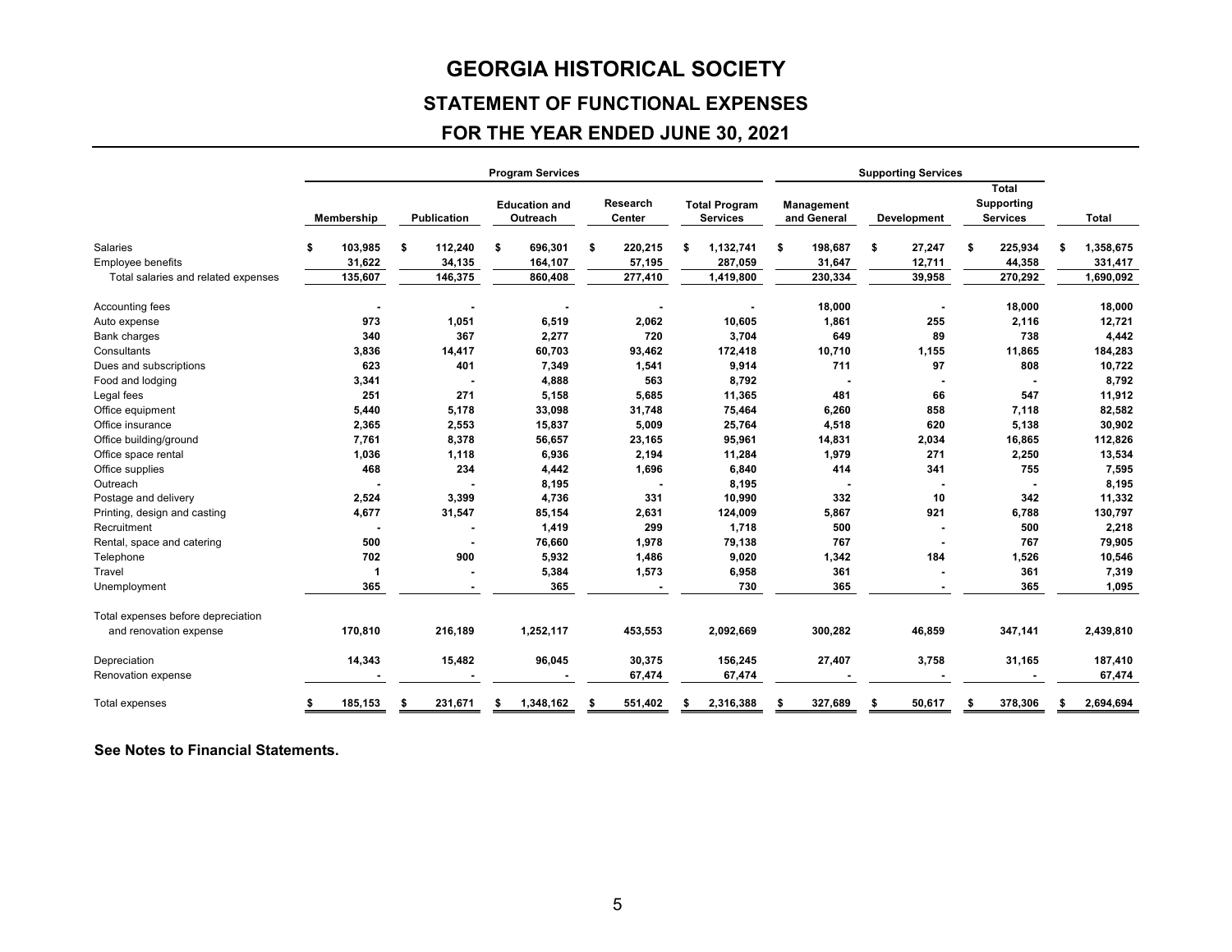# GEORGIA HISTORICAL SOCIETY

## STATEMENT OF FUNCTIONAL EXPENSES

## FOR THE YEAR ENDED JUNE 30, 2021

| | Program Services | | | | | Supporting Services | | | |
|---|---|---|---|---|---|---|---|---|---|
| | Membership | Publication | Education and Outreach | Research Center | Total Program Services | Management and General | Development | Total Supporting Services | Total |
| Salaries | $ 103,985 | $ 112,240 | $ 696,301 | $ 220,215 | $ 1,132,741 | $ 198,687 | $ 27,247 | $ 225,934 | $ 1,358,675 |
| Employee benefits | 31,622 | 34,135 | 164,107 | 57,195 | 287,059 | 31,647 | 12,711 | 44,358 | 331,417 |
| Total salaries and related expenses | 135,607 | 146,375 | 860,408 | 277,410 | 1,419,800 | 230,334 | 39,958 | 270,292 | 1,690,092 |
| Accounting fees | - | - | - | - | - | 18,000 | - | 18,000 | 18,000 |
| Auto expense | 973 | 1,051 | 6,519 | 2,062 | 10,605 | 1,861 | 255 | 2,116 | 12,721 |
| Bank charges | 340 | 367 | 2,277 | 720 | 3,704 | 649 | 89 | 738 | 4,442 |
| Consultants | 3,836 | 14,417 | 60,703 | 93,462 | 172,418 | 10,710 | 1,155 | 11,865 | 184,283 |
| Dues and subscriptions | 623 | 401 | 7,349 | 1,541 | 9,914 | 711 | 97 | 808 | 10,722 |
| Food and lodging | 3,341 | - | 4,888 | 563 | 8,792 | - | - | - | 8,792 |
| Legal fees | 251 | 271 | 5,158 | 5,685 | 11,365 | 481 | 66 | 547 | 11,912 |
| Office equipment | 5,440 | 5,178 | 33,098 | 31,748 | 75,464 | 6,260 | 858 | 7,118 | 82,582 |
| Office insurance | 2,365 | 2,553 | 15,837 | 5,009 | 25,764 | 4,518 | 620 | 5,138 | 30,902 |
| Office building/ground | 7,761 | 8,378 | 56,657 | 23,165 | 95,961 | 14,831 | 2,034 | 16,865 | 112,826 |
| Office space rental | 1,036 | 1,118 | 6,936 | 2,194 | 11,284 | 1,979 | 271 | 2,250 | 13,534 |
| Office supplies | 468 | 234 | 4,442 | 1,696 | 6,840 | 414 | 341 | 755 | 7,595 |
| Outreach | - | - | 8,195 | - | 8,195 | - | - | - | 8,195 |
| Postage and delivery | 2,524 | 3,399 | 4,736 | 331 | 10,990 | 332 | 10 | 342 | 11,332 |
| Printing, design and casting | 4,677 | 31,547 | 85,154 | 2,631 | 124,009 | 5,867 | 921 | 6,788 | 130,797 |
| Recruitment | - | - | 1,419 | 299 | 1,718 | 500 | - | 500 | 2,218 |
| Rental, space and catering | 500 | - | 76,660 | 1,978 | 79,138 | 767 | - | 767 | 79,905 |
| Telephone | 702 | 900 | 5,932 | 1,486 | 9,020 | 1,342 | 184 | 1,526 | 10,546 |
| Travel | 1 | - | 5,384 | 1,573 | 6,958 | 361 | - | 361 | 7,319 |
| Unemployment | 365 | - | 365 | - | 730 | 365 | - | 365 | 1,095 |
| Total expenses before depreciation and renovation expense | 170,810 | 216,189 | 1,252,117 | 453,553 | 2,092,669 | 300,282 | 46,859 | 347,141 | 2,439,810 |
| Depreciation | 14,343 | 15,482 | 96,045 | 30,375 | 156,245 | 27,407 | 3,758 | 31,165 | 187,410 |
| Renovation expense | - | - | - | 67,474 | 67,474 | - | - | - | 67,474 |
| Total expenses | $ 185,153 | $ 231,671 | $ 1,348,162 | $ 551,402 | $ 2,316,388 | $ 327,689 | $ 50,617 | $ 378,306 | $ 2,694,694 |

**See Notes to Financial Statements.**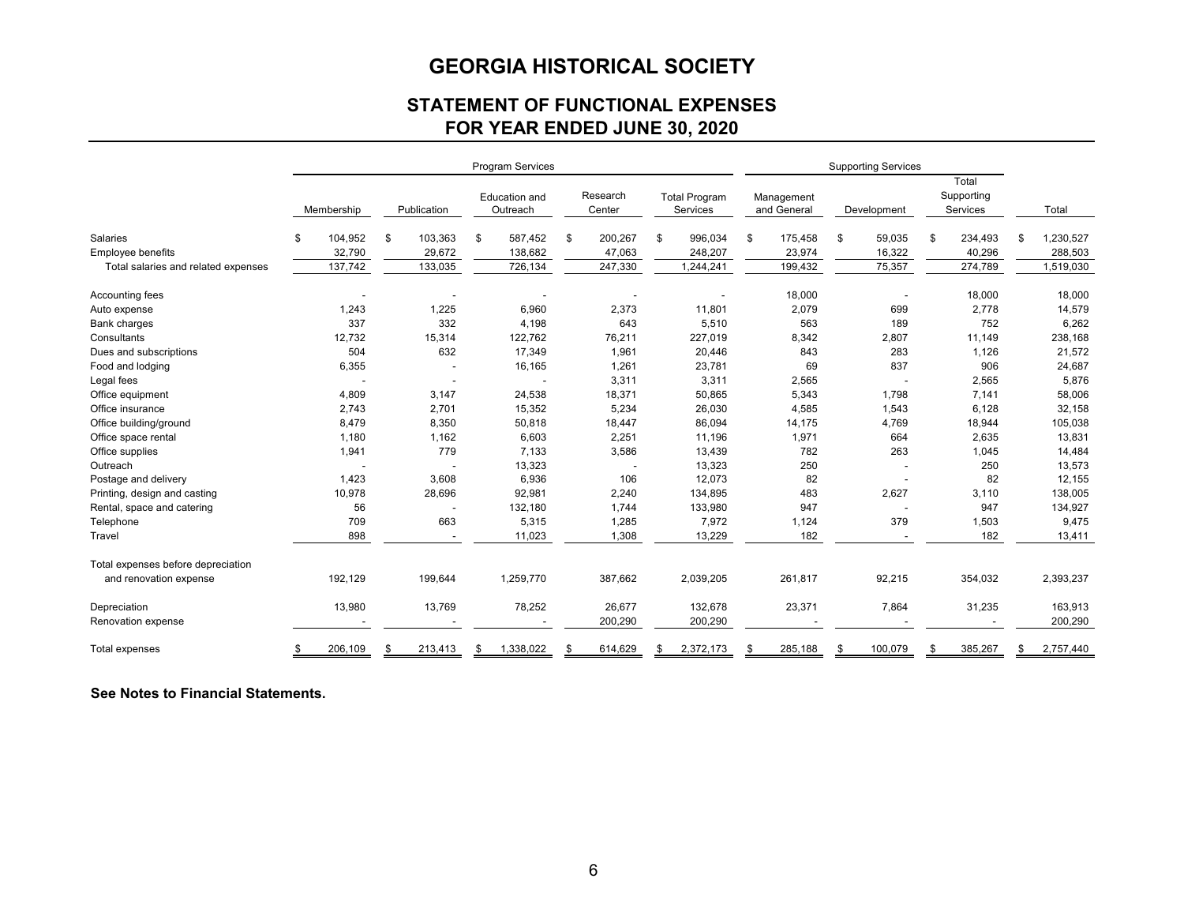# GEORGIA HISTORICAL SOCIETY

## STATEMENT OF FUNCTIONAL EXPENSES
## FOR YEAR ENDED JUNE 30, 2020

| | Program Services | | | | | Supporting Services | | | |
|---|---|---|---|---|---|---|---|---|---|
| | Membership | Publication | Education and Outreach | Research Center | Total Program Services | Management and General | Development | Total Supporting Services | Total |
| Salaries | $ 104,952 | $ 103,363 | $ 587,452 | $ 200,267 | $ 996,034 | $ 175,458 | $ 59,035 | $ 234,493 | $ 1,230,527 |
| Employee benefits | 32,790 | 29,672 | 138,682 | 47,063 | 248,207 | 23,974 | 16,322 | 40,296 | 288,503 |
| Total salaries and related expenses | 137,742 | 133,035 | 726,134 | 247,330 | 1,244,241 | 199,432 | 75,357 | 274,789 | 1,519,030 |
| Accounting fees | - | - | - | - | - | 18,000 | - | 18,000 | 18,000 |
| Auto expense | 1,243 | 1,225 | 6,960 | 2,373 | 11,801 | 2,079 | 699 | 2,778 | 14,579 |
| Bank charges | 337 | 332 | 4,198 | 643 | 5,510 | 563 | 189 | 752 | 6,262 |
| Consultants | 12,732 | 15,314 | 122,762 | 76,211 | 227,019 | 8,342 | 2,807 | 11,149 | 238,168 |
| Dues and subscriptions | 504 | 632 | 17,349 | 1,961 | 20,446 | 843 | 283 | 1,126 | 21,572 |
| Food and lodging | 6,355 | - | 16,165 | 1,261 | 23,781 | 69 | 837 | 906 | 24,687 |
| Legal fees | - | - | - | 3,311 | 3,311 | 2,565 | - | 2,565 | 5,876 |
| Office equipment | 4,809 | 3,147 | 24,538 | 18,371 | 50,865 | 5,343 | 1,798 | 7,141 | 58,006 |
| Office insurance | 2,743 | 2,701 | 15,352 | 5,234 | 26,030 | 4,585 | 1,543 | 6,128 | 32,158 |
| Office building/ground | 8,479 | 8,350 | 50,818 | 18,447 | 86,094 | 14,175 | 4,769 | 18,944 | 105,038 |
| Office space rental | 1,180 | 1,162 | 6,603 | 2,251 | 11,196 | 1,971 | 664 | 2,635 | 13,831 |
| Office supplies | 1,941 | 779 | 7,133 | 3,586 | 13,439 | 782 | 263 | 1,045 | 14,484 |
| Outreach | - | - | 13,323 | - | 13,323 | 250 | - | 250 | 13,573 |
| Postage and delivery | 1,423 | 3,608 | 6,936 | 106 | 12,073 | 82 | - | 82 | 12,155 |
| Printing, design and casting | 10,978 | 28,696 | 92,981 | 2,240 | 134,895 | 483 | 2,627 | 3,110 | 138,005 |
| Rental, space and catering | 56 | - | 132,180 | 1,744 | 133,980 | 947 | - | 947 | 134,927 |
| Telephone | 709 | 663 | 5,315 | 1,285 | 7,972 | 1,124 | 379 | 1,503 | 9,475 |
| Travel | 898 | - | 11,023 | 1,308 | 13,229 | 182 | - | 182 | 13,411 |
| Total expenses before depreciation and renovation expense | 192,129 | 199,644 | 1,259,770 | 387,662 | 2,039,205 | 261,817 | 92,215 | 354,032 | 2,393,237 |
| Depreciation | 13,980 | 13,769 | 78,252 | 26,677 | 132,678 | 23,371 | 7,864 | 31,235 | 163,913 |
| Renovation expense | - | - | - | 200,290 | 200,290 | - | - | - | 200,290 |
| Total expenses | $ 206,109 | $ 213,413 | $ 1,338,022 | $ 614,629 | $ 2,372,173 | $ 285,188 | $ 100,079 | $ 385,267 | $ 2,757,440 |

**See Notes to Financial Statements.**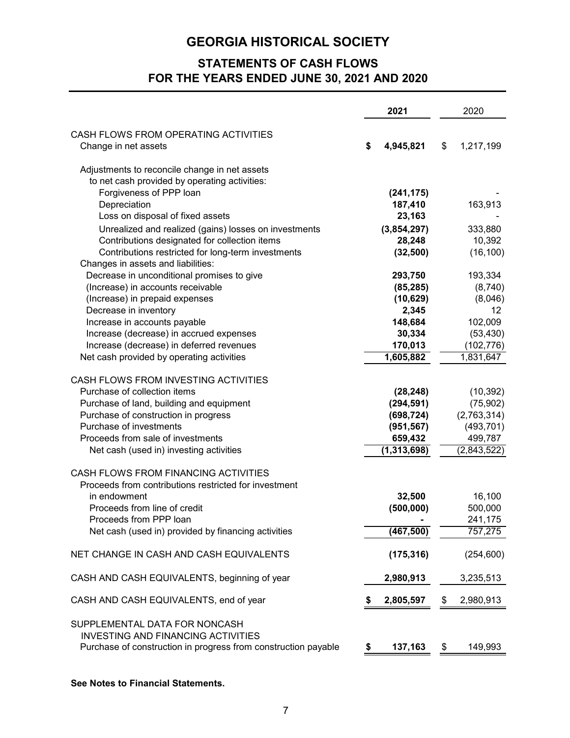# GEORGIA HISTORICAL SOCIETY

## STATEMENTS OF CASH FLOWS
## FOR THE YEARS ENDED JUNE 30, 2021 AND 2020

| | 2021 | 2020 |
|---|---|---|
| CASH FLOWS FROM OPERATING ACTIVITIES | | |
| Change in net assets | **$ 4,945,821** | $ 1,217,199 |
| Adjustments to reconcile change in net assets to net cash provided by operating activities: | | |
| Forgiveness of PPP loan | **(241,175)** | - |
| Depreciation | **187,410** | 163,913 |
| Loss on disposal of fixed assets | **23,163** | - |
| Unrealized and realized (gains) losses on investments | **(3,854,297)** | 333,880 |
| Contributions designated for collection items | **28,248** | 10,392 |
| Contributions restricted for long-term investments | **(32,500)** | (16,100) |
| Changes in assets and liabilities: | | |
| Decrease in unconditional promises to give | **293,750** | 193,334 |
| (Increase) in accounts receivable | **(85,285)** | (8,740) |
| (Increase) in prepaid expenses | **(10,629)** | (8,046) |
| Decrease in inventory | **2,345** | 12 |
| Increase in accounts payable | **148,684** | 102,009 |
| Increase (decrease) in accrued expenses | **30,334** | (53,430) |
| Increase (decrease) in deferred revenues | **170,013** | (102,776) |
| Net cash provided by operating activities | **1,605,882** | 1,831,647 |
| CASH FLOWS FROM INVESTING ACTIVITIES | | |
| Purchase of collection items | **(28,248)** | (10,392) |
| Purchase of land, building and equipment | **(294,591)** | (75,902) |
| Purchase of construction in progress | **(698,724)** | (2,763,314) |
| Purchase of investments | **(951,567)** | (493,701) |
| Proceeds from sale of investments | **659,432** | 499,787 |
| Net cash (used in) investing activities | **(1,313,698)** | (2,843,522) |
| CASH FLOWS FROM FINANCING ACTIVITIES | | |
| Proceeds from contributions restricted for investment in endowment | **32,500** | 16,100 |
| Proceeds from line of credit | **(500,000)** | 500,000 |
| Proceeds from PPP loan | **-** | 241,175 |
| Net cash (used in) provided by financing activities | **(467,500)** | 757,275 |
| NET CHANGE IN CASH AND CASH EQUIVALENTS | **(175,316)** | (254,600) |
| CASH AND CASH EQUIVALENTS, beginning of year | **2,980,913** | 3,235,513 |
| CASH AND CASH EQUIVALENTS, end of year | **$ 2,805,597** | $ 2,980,913 |
| SUPPLEMENTAL DATA FOR NONCASH INVESTING AND FINANCING ACTIVITIES | | |
| Purchase of construction in progress from construction payable | **$ 137,163** | $ 149,993 |

**See Notes to Financial Statements.**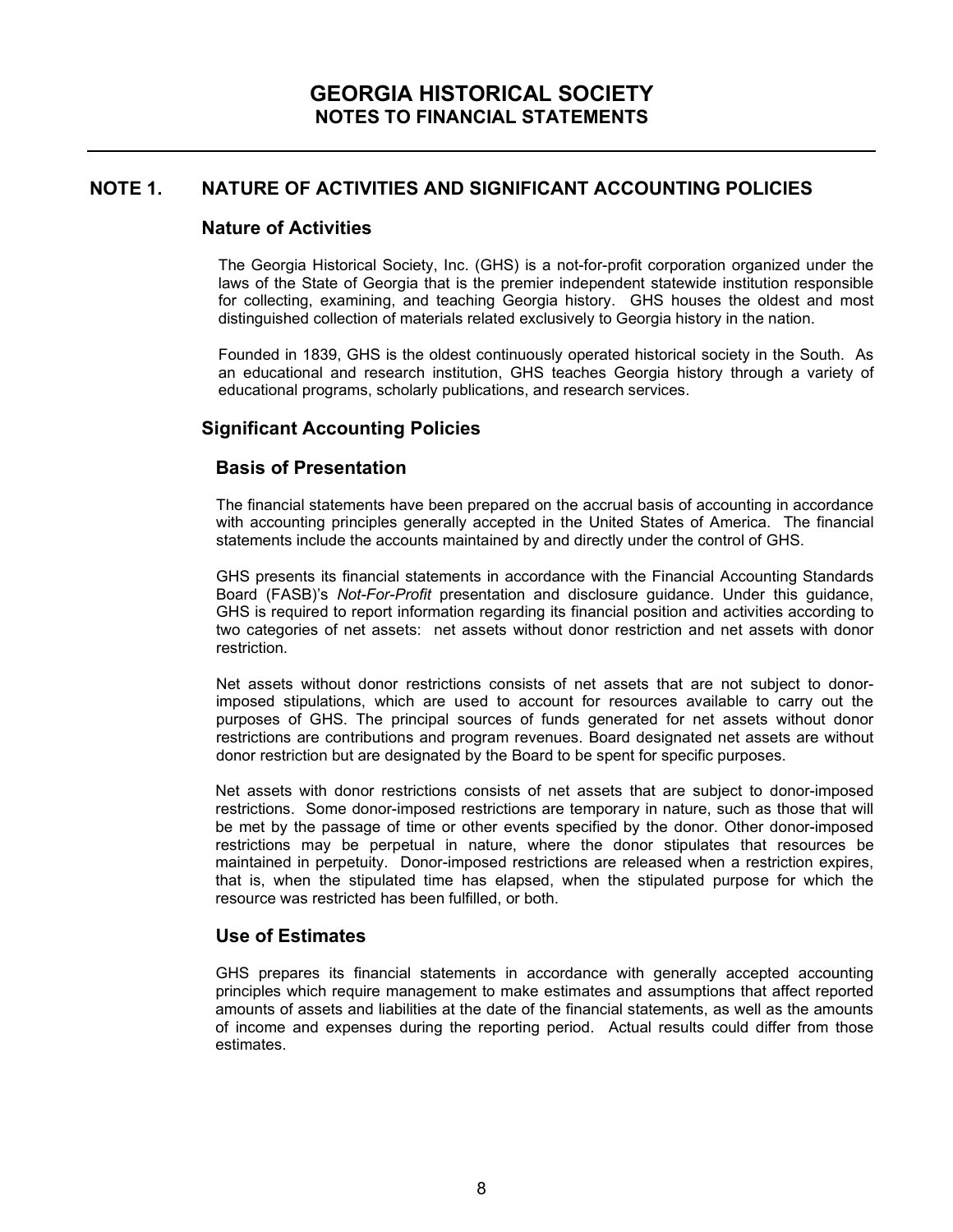# GEORGIA HISTORICAL SOCIETY
## NOTES TO FINANCIAL STATEMENTS

## NOTE 1. NATURE OF ACTIVITIES AND SIGNIFICANT ACCOUNTING POLICIES

### Nature of Activities

The Georgia Historical Society, Inc. (GHS) is a not-for-profit corporation organized under the laws of the State of Georgia that is the premier independent statewide institution responsible for collecting, examining, and teaching Georgia history. GHS houses the oldest and most distinguished collection of materials related exclusively to Georgia history in the nation.

Founded in 1839, GHS is the oldest continuously operated historical society in the South. As an educational and research institution, GHS teaches Georgia history through a variety of educational programs, scholarly publications, and research services.

### Significant Accounting Policies

#### Basis of Presentation

The financial statements have been prepared on the accrual basis of accounting in accordance with accounting principles generally accepted in the United States of America. The financial statements include the accounts maintained by and directly under the control of GHS.

GHS presents its financial statements in accordance with the Financial Accounting Standards Board (FASB)'s *Not-For-Profit* presentation and disclosure guidance. Under this guidance, GHS is required to report information regarding its financial position and activities according to two categories of net assets: net assets without donor restriction and net assets with donor restriction.

Net assets without donor restrictions consists of net assets that are not subject to donor-imposed stipulations, which are used to account for resources available to carry out the purposes of GHS. The principal sources of funds generated for net assets without donor restrictions are contributions and program revenues. Board designated net assets are without donor restriction but are designated by the Board to be spent for specific purposes.

Net assets with donor restrictions consists of net assets that are subject to donor-imposed restrictions. Some donor-imposed restrictions are temporary in nature, such as those that will be met by the passage of time or other events specified by the donor. Other donor-imposed restrictions may be perpetual in nature, where the donor stipulates that resources be maintained in perpetuity. Donor-imposed restrictions are released when a restriction expires, that is, when the stipulated time has elapsed, when the stipulated purpose for which the resource was restricted has been fulfilled, or both.

#### Use of Estimates

GHS prepares its financial statements in accordance with generally accepted accounting principles which require management to make estimates and assumptions that affect reported amounts of assets and liabilities at the date of the financial statements, as well as the amounts of income and expenses during the reporting period. Actual results could differ from those estimates.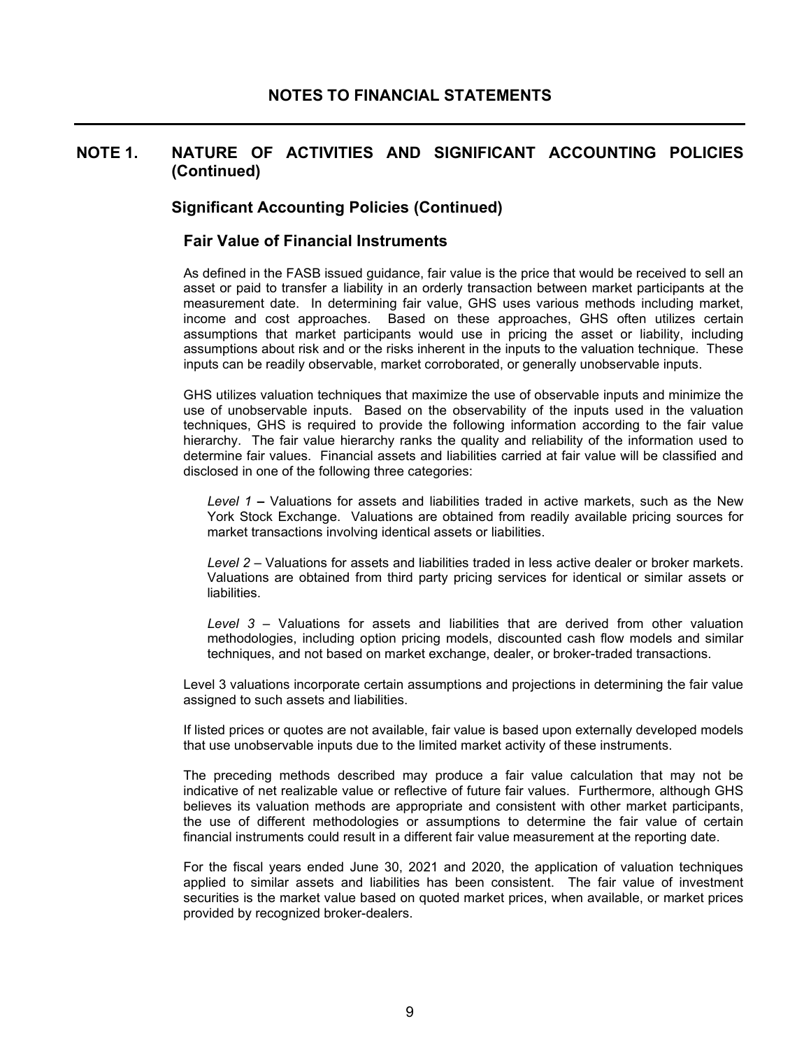# NOTES TO FINANCIAL STATEMENTS

## NOTE 1. NATURE OF ACTIVITIES AND SIGNIFICANT ACCOUNTING POLICIES (Continued)

### Significant Accounting Policies (Continued)

#### Fair Value of Financial Instruments

As defined in the FASB issued guidance, fair value is the price that would be received to sell an asset or paid to transfer a liability in an orderly transaction between market participants at the measurement date. In determining fair value, GHS uses various methods including market, income and cost approaches. Based on these approaches, GHS often utilizes certain assumptions that market participants would use in pricing the asset or liability, including assumptions about risk and or the risks inherent in the inputs to the valuation technique. These inputs can be readily observable, market corroborated, or generally unobservable inputs.

GHS utilizes valuation techniques that maximize the use of observable inputs and minimize the use of unobservable inputs. Based on the observability of the inputs used in the valuation techniques, GHS is required to provide the following information according to the fair value hierarchy. The fair value hierarchy ranks the quality and reliability of the information used to determine fair values. Financial assets and liabilities carried at fair value will be classified and disclosed in one of the following three categories:

*Level 1* **–** Valuations for assets and liabilities traded in active markets, such as the New York Stock Exchange. Valuations are obtained from readily available pricing sources for market transactions involving identical assets or liabilities.

*Level 2* – Valuations for assets and liabilities traded in less active dealer or broker markets. Valuations are obtained from third party pricing services for identical or similar assets or liabilities.

*Level 3* – Valuations for assets and liabilities that are derived from other valuation methodologies, including option pricing models, discounted cash flow models and similar techniques, and not based on market exchange, dealer, or broker-traded transactions.

Level 3 valuations incorporate certain assumptions and projections in determining the fair value assigned to such assets and liabilities.

If listed prices or quotes are not available, fair value is based upon externally developed models that use unobservable inputs due to the limited market activity of these instruments.

The preceding methods described may produce a fair value calculation that may not be indicative of net realizable value or reflective of future fair values. Furthermore, although GHS believes its valuation methods are appropriate and consistent with other market participants, the use of different methodologies or assumptions to determine the fair value of certain financial instruments could result in a different fair value measurement at the reporting date.

For the fiscal years ended June 30, 2021 and 2020, the application of valuation techniques applied to similar assets and liabilities has been consistent. The fair value of investment securities is the market value based on quoted market prices, when available, or market prices provided by recognized broker-dealers.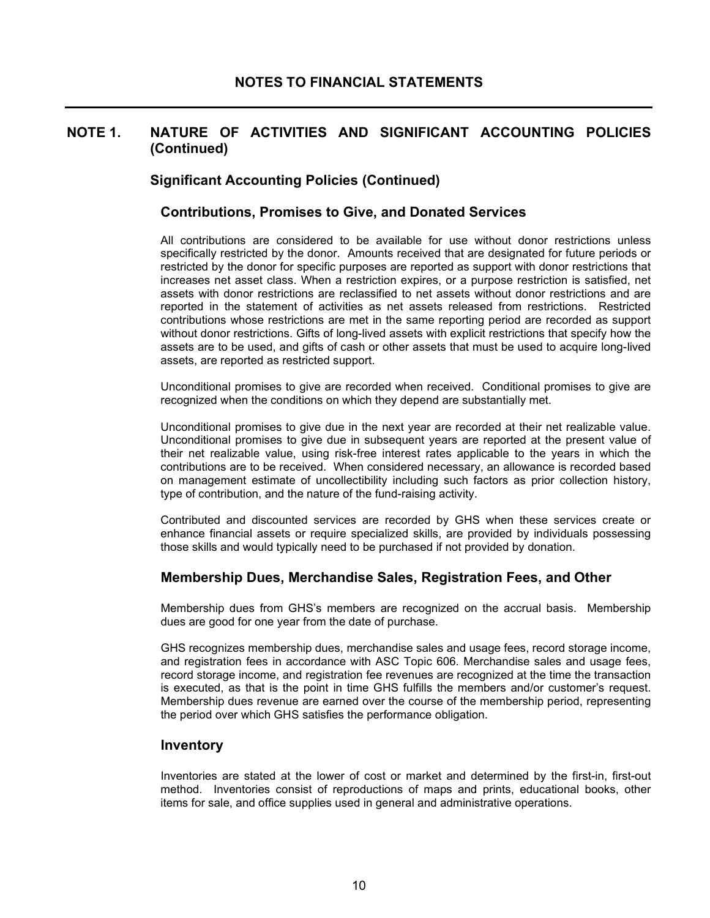# NOTES TO FINANCIAL STATEMENTS

## NOTE 1. NATURE OF ACTIVITIES AND SIGNIFICANT ACCOUNTING POLICIES (Continued)

### Significant Accounting Policies (Continued)

#### Contributions, Promises to Give, and Donated Services

All contributions are considered to be available for use without donor restrictions unless specifically restricted by the donor. Amounts received that are designated for future periods or restricted by the donor for specific purposes are reported as support with donor restrictions that increases net asset class. When a restriction expires, or a purpose restriction is satisfied, net assets with donor restrictions are reclassified to net assets without donor restrictions and are reported in the statement of activities as net assets released from restrictions. Restricted contributions whose restrictions are met in the same reporting period are recorded as support without donor restrictions. Gifts of long-lived assets with explicit restrictions that specify how the assets are to be used, and gifts of cash or other assets that must be used to acquire long-lived assets, are reported as restricted support.

Unconditional promises to give are recorded when received. Conditional promises to give are recognized when the conditions on which they depend are substantially met.

Unconditional promises to give due in the next year are recorded at their net realizable value. Unconditional promises to give due in subsequent years are reported at the present value of their net realizable value, using risk-free interest rates applicable to the years in which the contributions are to be received. When considered necessary, an allowance is recorded based on management estimate of uncollectibility including such factors as prior collection history, type of contribution, and the nature of the fund-raising activity.

Contributed and discounted services are recorded by GHS when these services create or enhance financial assets or require specialized skills, are provided by individuals possessing those skills and would typically need to be purchased if not provided by donation.

#### Membership Dues, Merchandise Sales, Registration Fees, and Other

Membership dues from GHS's members are recognized on the accrual basis. Membership dues are good for one year from the date of purchase.

GHS recognizes membership dues, merchandise sales and usage fees, record storage income, and registration fees in accordance with ASC Topic 606. Merchandise sales and usage fees, record storage income, and registration fee revenues are recognized at the time the transaction is executed, as that is the point in time GHS fulfills the members and/or customer's request. Membership dues revenue are earned over the course of the membership period, representing the period over which GHS satisfies the performance obligation.

#### Inventory

Inventories are stated at the lower of cost or market and determined by the first-in, first-out method. Inventories consist of reproductions of maps and prints, educational books, other items for sale, and office supplies used in general and administrative operations.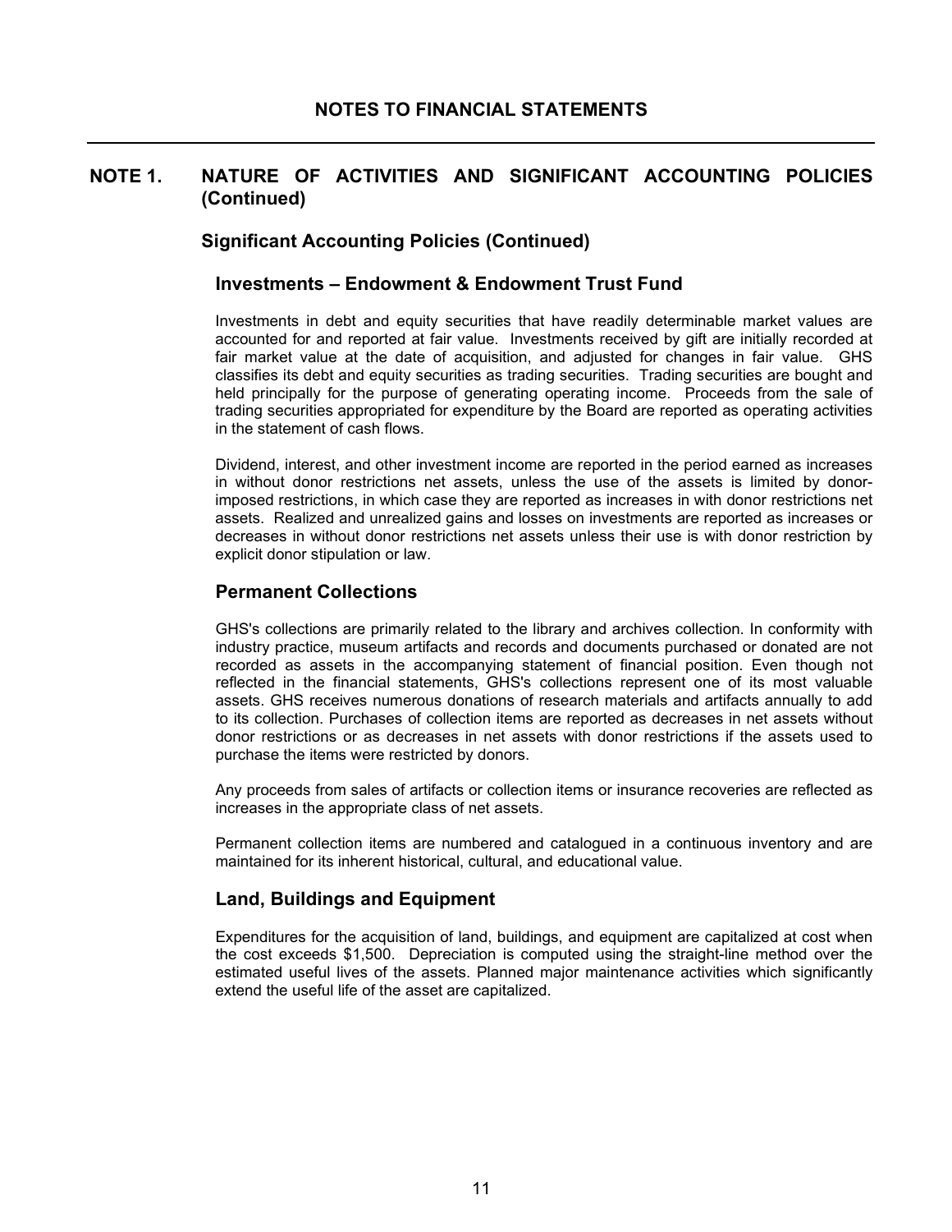# NOTES TO FINANCIAL STATEMENTS

## NOTE 1. NATURE OF ACTIVITIES AND SIGNIFICANT ACCOUNTING POLICIES (Continued)

### Significant Accounting Policies (Continued)

#### Investments – Endowment & Endowment Trust Fund

Investments in debt and equity securities that have readily determinable market values are accounted for and reported at fair value. Investments received by gift are initially recorded at fair market value at the date of acquisition, and adjusted for changes in fair value. GHS classifies its debt and equity securities as trading securities. Trading securities are bought and held principally for the purpose of generating operating income. Proceeds from the sale of trading securities appropriated for expenditure by the Board are reported as operating activities in the statement of cash flows.

Dividend, interest, and other investment income are reported in the period earned as increases in without donor restrictions net assets, unless the use of the assets is limited by donor-imposed restrictions, in which case they are reported as increases in with donor restrictions net assets. Realized and unrealized gains and losses on investments are reported as increases or decreases in without donor restrictions net assets unless their use is with donor restriction by explicit donor stipulation or law.

#### Permanent Collections

GHS's collections are primarily related to the library and archives collection. In conformity with industry practice, museum artifacts and records and documents purchased or donated are not recorded as assets in the accompanying statement of financial position. Even though not reflected in the financial statements, GHS's collections represent one of its most valuable assets. GHS receives numerous donations of research materials and artifacts annually to add to its collection. Purchases of collection items are reported as decreases in net assets without donor restrictions or as decreases in net assets with donor restrictions if the assets used to purchase the items were restricted by donors.

Any proceeds from sales of artifacts or collection items or insurance recoveries are reflected as increases in the appropriate class of net assets.

Permanent collection items are numbered and catalogued in a continuous inventory and are maintained for its inherent historical, cultural, and educational value.

#### Land, Buildings and Equipment

Expenditures for the acquisition of land, buildings, and equipment are capitalized at cost when the cost exceeds $1,500. Depreciation is computed using the straight-line method over the estimated useful lives of the assets. Planned major maintenance activities which significantly extend the useful life of the asset are capitalized.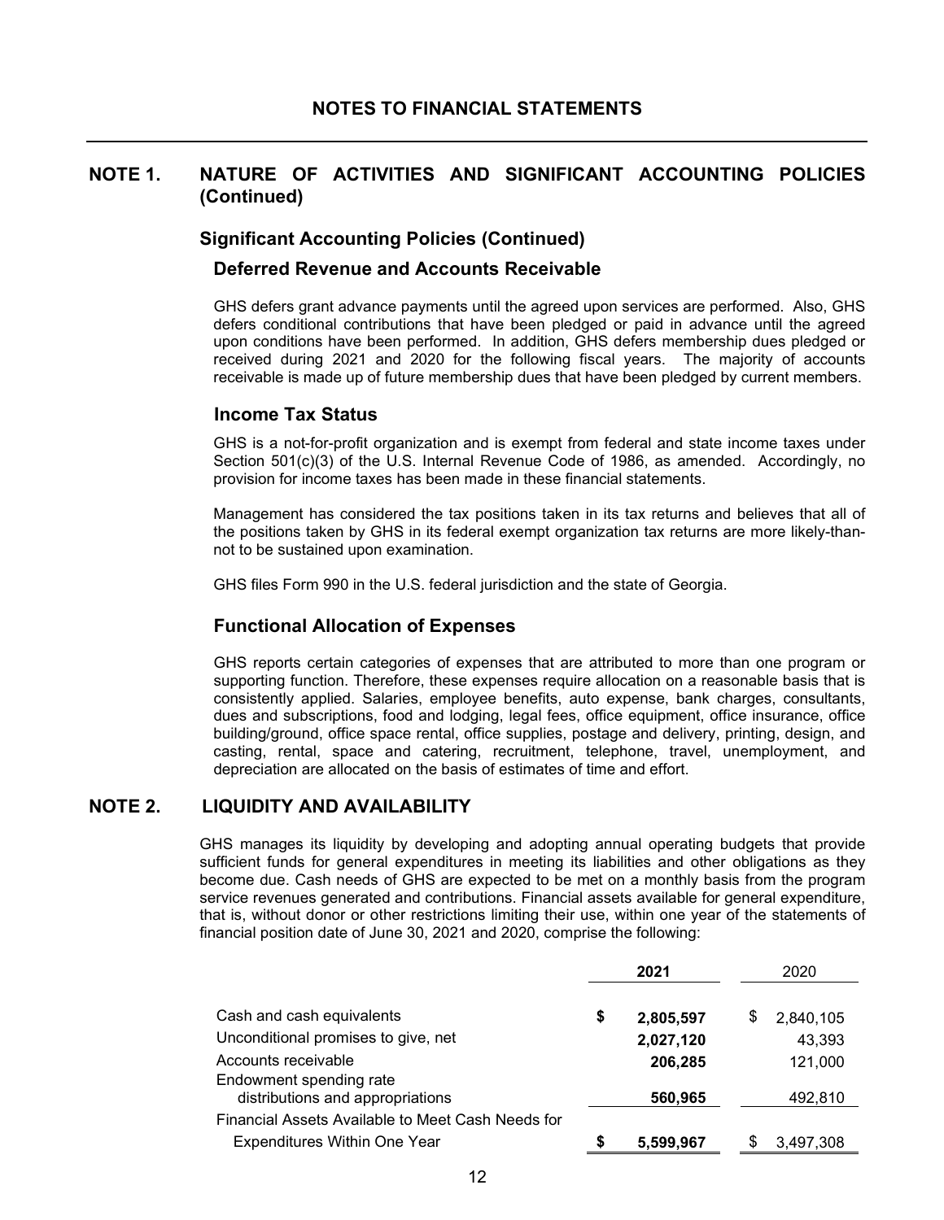# NOTES TO FINANCIAL STATEMENTS

## NOTE 1. NATURE OF ACTIVITIES AND SIGNIFICANT ACCOUNTING POLICIES (Continued)

### Significant Accounting Policies (Continued)

#### Deferred Revenue and Accounts Receivable

GHS defers grant advance payments until the agreed upon services are performed. Also, GHS defers conditional contributions that have been pledged or paid in advance until the agreed upon conditions have been performed. In addition, GHS defers membership dues pledged or received during 2021 and 2020 for the following fiscal years. The majority of accounts receivable is made up of future membership dues that have been pledged by current members.

#### Income Tax Status

GHS is a not-for-profit organization and is exempt from federal and state income taxes under Section 501(c)(3) of the U.S. Internal Revenue Code of 1986, as amended. Accordingly, no provision for income taxes has been made in these financial statements.

Management has considered the tax positions taken in its tax returns and believes that all of the positions taken by GHS in its federal exempt organization tax returns are more likely-than-not to be sustained upon examination.

GHS files Form 990 in the U.S. federal jurisdiction and the state of Georgia.

#### Functional Allocation of Expenses

GHS reports certain categories of expenses that are attributed to more than one program or supporting function. Therefore, these expenses require allocation on a reasonable basis that is consistently applied. Salaries, employee benefits, auto expense, bank charges, consultants, dues and subscriptions, food and lodging, legal fees, office equipment, office insurance, office building/ground, office space rental, office supplies, postage and delivery, printing, design, and casting, rental, space and catering, recruitment, telephone, travel, unemployment, and depreciation are allocated on the basis of estimates of time and effort.

## NOTE 2. LIQUIDITY AND AVAILABILITY

GHS manages its liquidity by developing and adopting annual operating budgets that provide sufficient funds for general expenditures in meeting its liabilities and other obligations as they become due. Cash needs of GHS are expected to be met on a monthly basis from the program service revenues generated and contributions. Financial assets available for general expenditure, that is, without donor or other restrictions limiting their use, within one year of the statements of financial position date of June 30, 2021 and 2020, comprise the following:

| | **2021** | 2020 |
|---|---|---|
| Cash and cash equivalents | **$ 2,805,597** | $ 2,840,105 |
| Unconditional promises to give, net | **2,027,120** | 43,393 |
| Accounts receivable | **206,285** | 121,000 |
| Endowment spending rate distributions and appropriations | **560,965** | 492,810 |
| Financial Assets Available to Meet Cash Needs for Expenditures Within One Year | **$ 5,599,967** | $ 3,497,308 |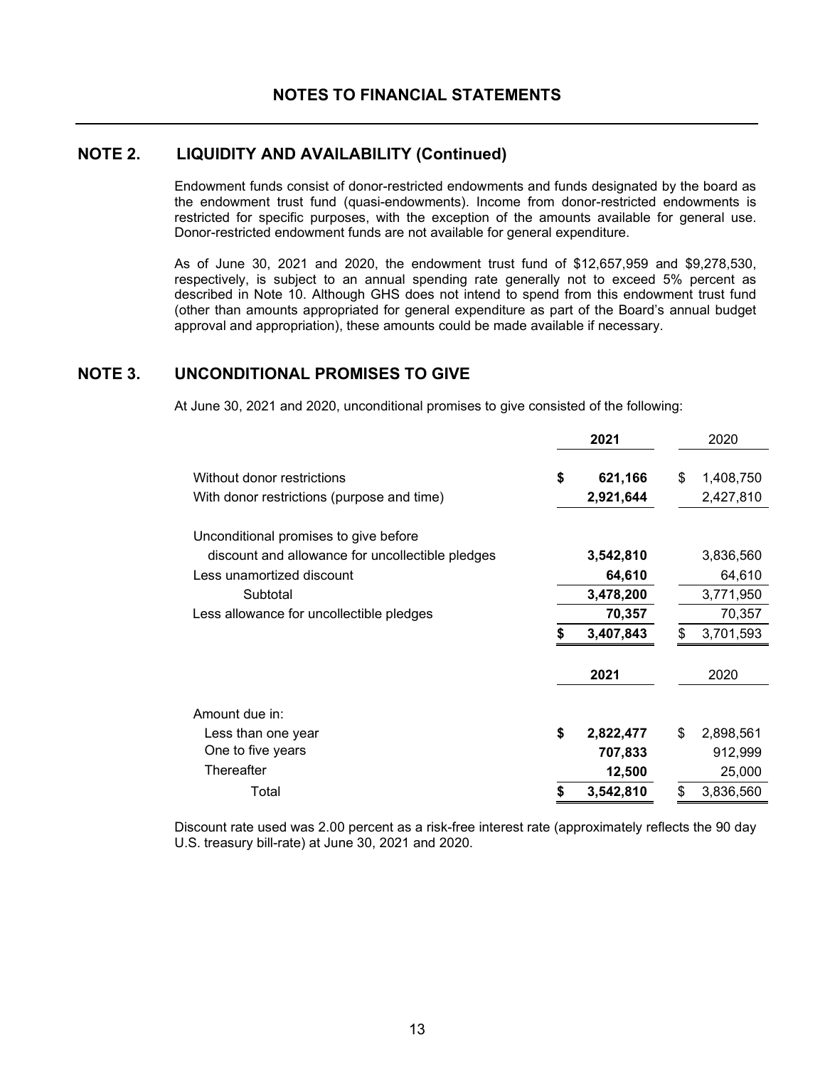# NOTES TO FINANCIAL STATEMENTS

## NOTE 2. LIQUIDITY AND AVAILABILITY (Continued)

Endowment funds consist of donor-restricted endowments and funds designated by the board as the endowment trust fund (quasi-endowments). Income from donor-restricted endowments is restricted for specific purposes, with the exception of the amounts available for general use. Donor-restricted endowment funds are not available for general expenditure.

As of June 30, 2021 and 2020, the endowment trust fund of $12,657,959 and $9,278,530, respectively, is subject to an annual spending rate generally not to exceed 5% percent as described in Note 10. Although GHS does not intend to spend from this endowment trust fund (other than amounts appropriated for general expenditure as part of the Board's annual budget approval and appropriation), these amounts could be made available if necessary.

## NOTE 3. UNCONDITIONAL PROMISES TO GIVE

At June 30, 2021 and 2020, unconditional promises to give consisted of the following:

| | **2021** | 2020 |
|---|---|---|
| Without donor restrictions | **$ 621,166** | $ 1,408,750 |
| With donor restrictions (purpose and time) | **2,921,644** | 2,427,810 |
| Unconditional promises to give before discount and allowance for uncollectible pledges | **3,542,810** | 3,836,560 |
| Less unamortized discount | **64,610** | 64,610 |
| Subtotal | **3,478,200** | 3,771,950 |
| Less allowance for uncollectible pledges | **70,357** | 70,357 |
| | **$ 3,407,843** | $ 3,701,593 |

| | **2021** | 2020 |
|---|---|---|
| Amount due in: | | |
| Less than one year | **$ 2,822,477** | $ 2,898,561 |
| One to five years | **707,833** | 912,999 |
| Thereafter | **12,500** | 25,000 |
| Total | **$ 3,542,810** | $ 3,836,560 |

Discount rate used was 2.00 percent as a risk-free interest rate (approximately reflects the 90 day U.S. treasury bill-rate) at June 30, 2021 and 2020.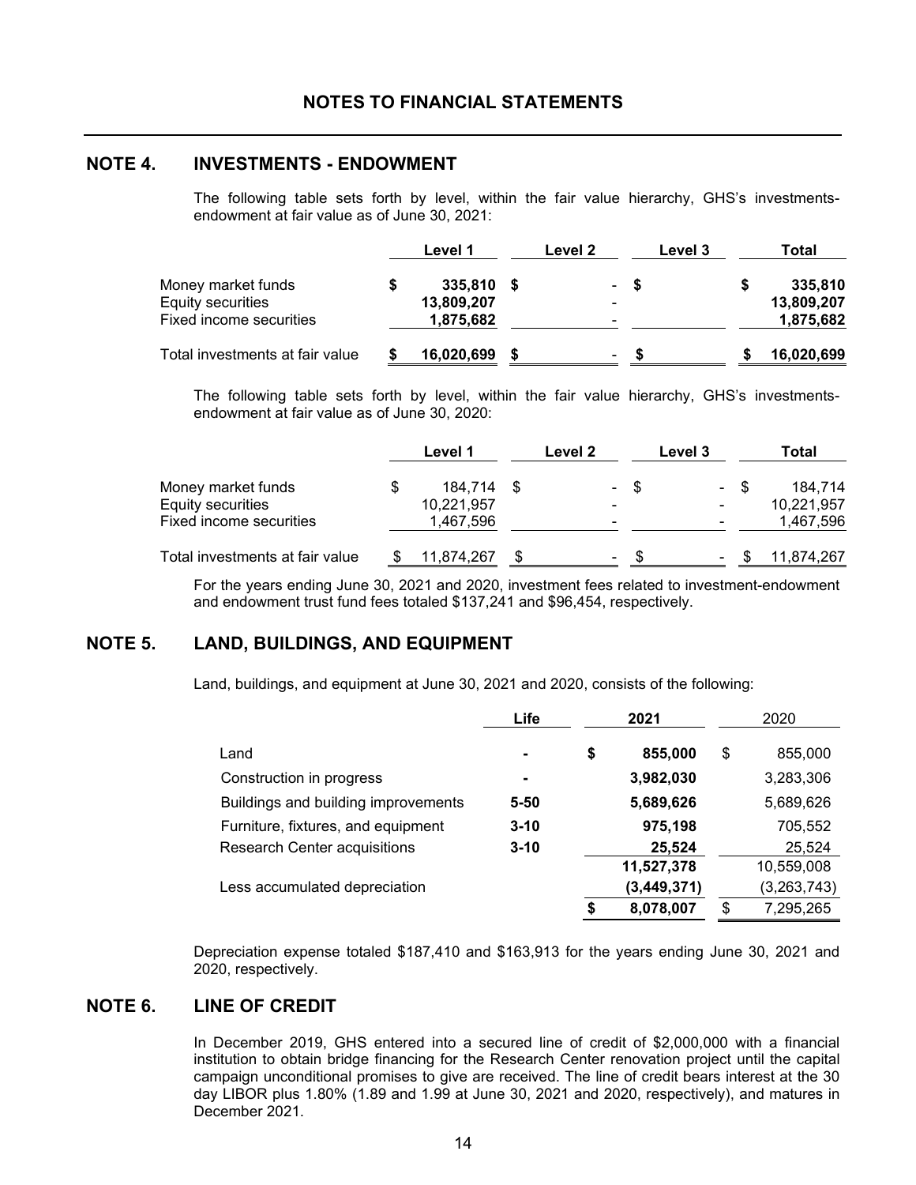# NOTES TO FINANCIAL STATEMENTS

## NOTE 4. INVESTMENTS - ENDOWMENT

The following table sets forth by level, within the fair value hierarchy, GHS's investments-endowment at fair value as of June 30, 2021:

| | Level 1 | Level 2 | Level 3 | Total |
|---|---|---|---|---|
| Money market funds | $ 335,810 | $ - | $ | $ 335,810 |
| Equity securities | 13,809,207 | - | | 13,809,207 |
| Fixed income securities | 1,875,682 | - | | 1,875,682 |
| Total investments at fair value | $ 16,020,699 | $ - | $ | $ 16,020,699 |

The following table sets forth by level, within the fair value hierarchy, GHS's investments-endowment at fair value as of June 30, 2020:

| | Level 1 | Level 2 | Level 3 | Total |
|---|---|---|---|---|
| Money market funds | $ 184,714 | $ - | $ - | $ 184,714 |
| Equity securities | 10,221,957 | - | - | 10,221,957 |
| Fixed income securities | 1,467,596 | - | - | 1,467,596 |
| Total investments at fair value | $ 11,874,267 | $ - | $ - | $ 11,874,267 |

For the years ending June 30, 2021 and 2020, investment fees related to investment-endowment and endowment trust fund fees totaled $137,241 and $96,454, respectively.

## NOTE 5. LAND, BUILDINGS, AND EQUIPMENT

Land, buildings, and equipment at June 30, 2021 and 2020, consists of the following:

| | Life | 2021 | 2020 |
|---|---|---|---|
| Land | - | $ 855,000 | $ 855,000 |
| Construction in progress | - | 3,982,030 | 3,283,306 |
| Buildings and building improvements | 5-50 | 5,689,626 | 5,689,626 |
| Furniture, fixtures, and equipment | 3-10 | 975,198 | 705,552 |
| Research Center acquisitions | 3-10 | 25,524 | 25,524 |
| | | 11,527,378 | 10,559,008 |
| Less accumulated depreciation | | (3,449,371) | (3,263,743) |
| | | $ 8,078,007 | $ 7,295,265 |

Depreciation expense totaled $187,410 and $163,913 for the years ending June 30, 2021 and 2020, respectively.

## NOTE 6. LINE OF CREDIT

In December 2019, GHS entered into a secured line of credit of $2,000,000 with a financial institution to obtain bridge financing for the Research Center renovation project until the capital campaign unconditional promises to give are received. The line of credit bears interest at the 30 day LIBOR plus 1.80% (1.89 and 1.99 at June 30, 2021 and 2020, respectively), and matures in December 2021.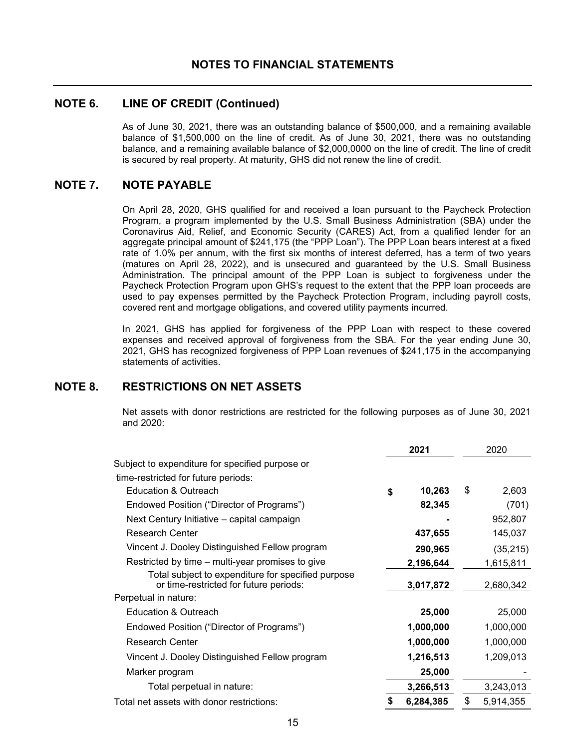## NOTES TO FINANCIAL STATEMENTS

## NOTE 6. LINE OF CREDIT (Continued)

As of June 30, 2021, there was an outstanding balance of $500,000, and a remaining available balance of $1,500,000 on the line of credit. As of June 30, 2021, there was no outstanding balance, and a remaining available balance of $2,000,0000 on the line of credit. The line of credit is secured by real property. At maturity, GHS did not renew the line of credit.

## NOTE 7. NOTE PAYABLE

On April 28, 2020, GHS qualified for and received a loan pursuant to the Paycheck Protection Program, a program implemented by the U.S. Small Business Administration (SBA) under the Coronavirus Aid, Relief, and Economic Security (CARES) Act, from a qualified lender for an aggregate principal amount of $241,175 (the "PPP Loan"). The PPP Loan bears interest at a fixed rate of 1.0% per annum, with the first six months of interest deferred, has a term of two years (matures on April 28, 2022), and is unsecured and guaranteed by the U.S. Small Business Administration. The principal amount of the PPP Loan is subject to forgiveness under the Paycheck Protection Program upon GHS's request to the extent that the PPP loan proceeds are used to pay expenses permitted by the Paycheck Protection Program, including payroll costs, covered rent and mortgage obligations, and covered utility payments incurred.

In 2021, GHS has applied for forgiveness of the PPP Loan with respect to these covered expenses and received approval of forgiveness from the SBA. For the year ending June 30, 2021, GHS has recognized forgiveness of PPP Loan revenues of $241,175 in the accompanying statements of activities.

## NOTE 8. RESTRICTIONS ON NET ASSETS

Net assets with donor restrictions are restricted for the following purposes as of June 30, 2021 and 2020:

| | **2021** | 2020 |
|---|---|---|
| Subject to expenditure for specified purpose or time-restricted for future periods: | | |
| Education & Outreach | **$ 10,263** | $ 2,603 |
| Endowed Position ("Director of Programs") | **82,345** | (701) |
| Next Century Initiative – capital campaign | **-** | 952,807 |
| Research Center | **437,655** | 145,037 |
| Vincent J. Dooley Distinguished Fellow program | **290,965** | (35,215) |
| Restricted by time – multi-year promises to give | **2,196,644** | 1,615,811 |
| Total subject to expenditure for specified purpose or time-restricted for future periods: | **3,017,872** | 2,680,342 |
| Perpetual in nature: | | |
| Education & Outreach | **25,000** | 25,000 |
| Endowed Position ("Director of Programs") | **1,000,000** | 1,000,000 |
| Research Center | **1,000,000** | 1,000,000 |
| Vincent J. Dooley Distinguished Fellow program | **1,216,513** | 1,209,013 |
| Marker program | **25,000** | - |
| Total perpetual in nature: | **3,266,513** | 3,243,013 |
| Total net assets with donor restrictions: | **$ 6,284,385** | $ 5,914,355 |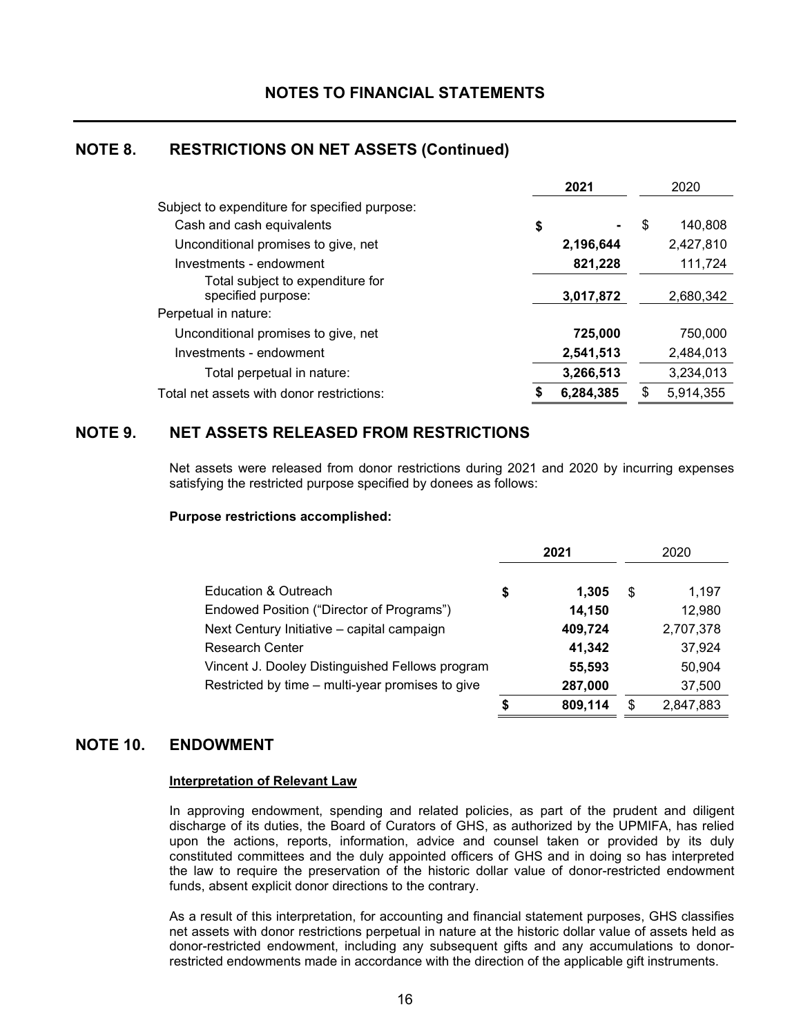# NOTES TO FINANCIAL STATEMENTS

## NOTE 8. RESTRICTIONS ON NET ASSETS (Continued)

| | 2021 | 2020 |
|---|---|---|
| Subject to expenditure for specified purpose: | | |
| Cash and cash equivalents | $ - | $ 140,808 |
| Unconditional promises to give, net | 2,196,644 | 2,427,810 |
| Investments - endowment | 821,228 | 111,724 |
| Total subject to expenditure for specified purpose: | 3,017,872 | 2,680,342 |
| Perpetual in nature: | | |
| Unconditional promises to give, net | 725,000 | 750,000 |
| Investments - endowment | 2,541,513 | 2,484,013 |
| Total perpetual in nature: | 3,266,513 | 3,234,013 |
| Total net assets with donor restrictions: | $ 6,284,385 | $ 5,914,355 |

## NOTE 9. NET ASSETS RELEASED FROM RESTRICTIONS

Net assets were released from donor restrictions during 2021 and 2020 by incurring expenses satisfying the restricted purpose specified by donees as follows:

**Purpose restrictions accomplished:**

| | 2021 | 2020 |
|---|---|---|
| Education & Outreach | $ 1,305 | $ 1,197 |
| Endowed Position ("Director of Programs") | 14,150 | 12,980 |
| Next Century Initiative – capital campaign | 409,724 | 2,707,378 |
| Research Center | 41,342 | 37,924 |
| Vincent J. Dooley Distinguished Fellows program | 55,593 | 50,904 |
| Restricted by time – multi-year promises to give | 287,000 | 37,500 |
| | $ 809,114 | $ 2,847,883 |

## NOTE 10. ENDOWMENT

**Interpretation of Relevant Law**

In approving endowment, spending and related policies, as part of the prudent and diligent discharge of its duties, the Board of Curators of GHS, as authorized by the UPMIFA, has relied upon the actions, reports, information, advice and counsel taken or provided by its duly constituted committees and the duly appointed officers of GHS and in doing so has interpreted the law to require the preservation of the historic dollar value of donor-restricted endowment funds, absent explicit donor directions to the contrary.

As a result of this interpretation, for accounting and financial statement purposes, GHS classifies net assets with donor restrictions perpetual in nature at the historic dollar value of assets held as donor-restricted endowment, including any subsequent gifts and any accumulations to donor-restricted endowments made in accordance with the direction of the applicable gift instruments.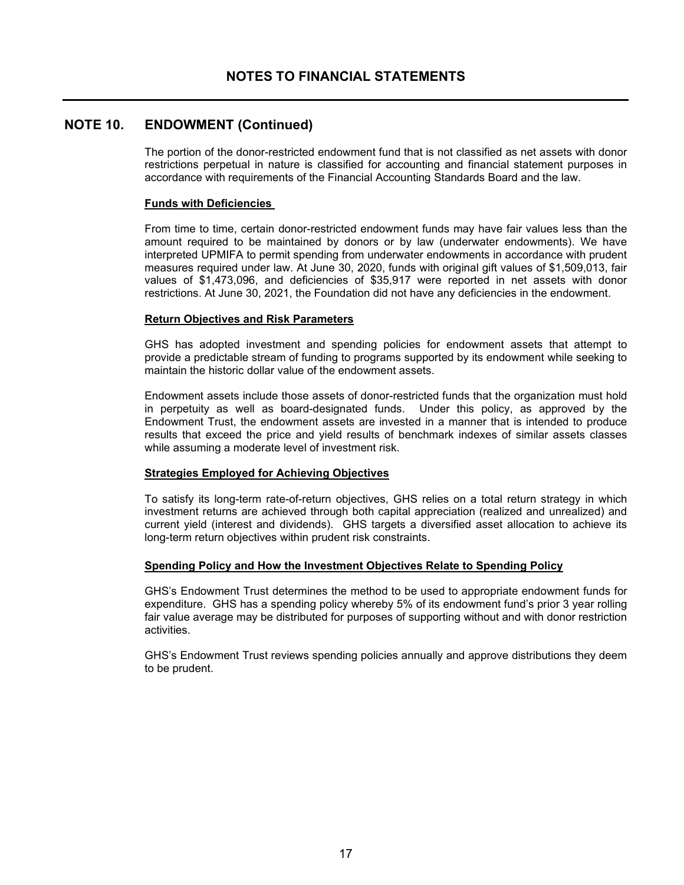# NOTES TO FINANCIAL STATEMENTS

## NOTE 10. ENDOWMENT (Continued)

The portion of the donor-restricted endowment fund that is not classified as net assets with donor restrictions perpetual in nature is classified for accounting and financial statement purposes in accordance with requirements of the Financial Accounting Standards Board and the law.

**Funds with Deficiencies**

From time to time, certain donor-restricted endowment funds may have fair values less than the amount required to be maintained by donors or by law (underwater endowments). We have interpreted UPMIFA to permit spending from underwater endowments in accordance with prudent measures required under law. At June 30, 2020, funds with original gift values of $1,509,013, fair values of $1,473,096, and deficiencies of $35,917 were reported in net assets with donor restrictions. At June 30, 2021, the Foundation did not have any deficiencies in the endowment.

**Return Objectives and Risk Parameters**

GHS has adopted investment and spending policies for endowment assets that attempt to provide a predictable stream of funding to programs supported by its endowment while seeking to maintain the historic dollar value of the endowment assets.

Endowment assets include those assets of donor-restricted funds that the organization must hold in perpetuity as well as board-designated funds. Under this policy, as approved by the Endowment Trust, the endowment assets are invested in a manner that is intended to produce results that exceed the price and yield results of benchmark indexes of similar assets classes while assuming a moderate level of investment risk.

**Strategies Employed for Achieving Objectives**

To satisfy its long-term rate-of-return objectives, GHS relies on a total return strategy in which investment returns are achieved through both capital appreciation (realized and unrealized) and current yield (interest and dividends). GHS targets a diversified asset allocation to achieve its long-term return objectives within prudent risk constraints.

**Spending Policy and How the Investment Objectives Relate to Spending Policy**

GHS's Endowment Trust determines the method to be used to appropriate endowment funds for expenditure. GHS has a spending policy whereby 5% of its endowment fund's prior 3 year rolling fair value average may be distributed for purposes of supporting without and with donor restriction activities.

GHS's Endowment Trust reviews spending policies annually and approve distributions they deem to be prudent.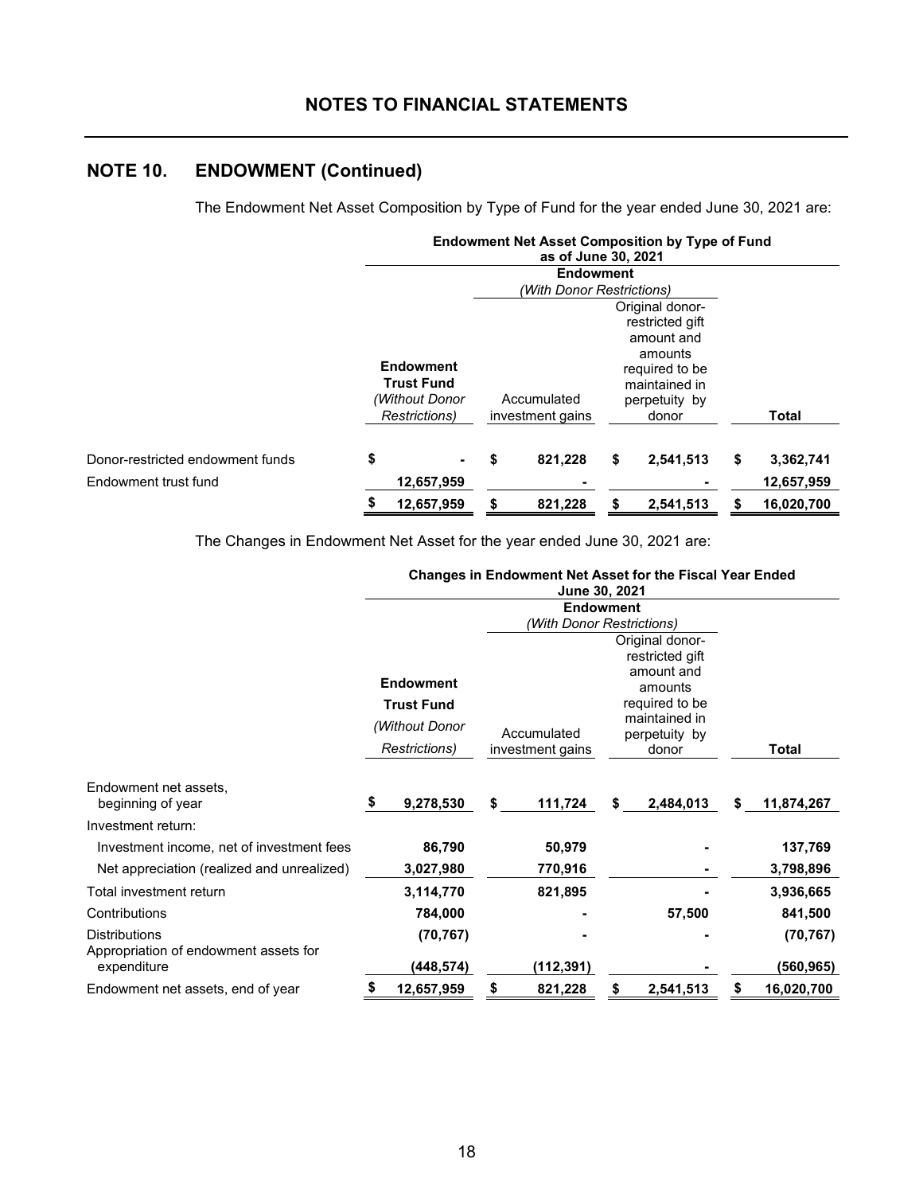## NOTES TO FINANCIAL STATEMENTS

## NOTE 10. ENDOWMENT (Continued)

The Endowment Net Asset Composition by Type of Fund for the year ended June 30, 2021 are:

| | **Endowment Net Asset Composition by Type of Fund as of June 30, 2021** | | | |
|---|---|---|---|---|
| | | **Endowment** *(With Donor Restrictions)* | | |
| | **Endowment Trust Fund** *(Without Donor Restrictions)* | Accumulated investment gains | Original donor-restricted gift amount and amounts required to be maintained in perpetuity by donor | **Total** |
| Donor-restricted endowment funds | **$ -** | **$ 821,228** | **$ 2,541,513** | **$ 3,362,741** |
| Endowment trust fund | **12,657,959** | **-** | **-** | **12,657,959** |
| | **$ 12,657,959** | **$ 821,228** | **$ 2,541,513** | **$ 16,020,700** |

The Changes in Endowment Net Asset for the year ended June 30, 2021 are:

| | **Changes in Endowment Net Asset for the Fiscal Year Ended June 30, 2021** | | | |
|---|---|---|---|---|
| | | **Endowment** *(With Donor Restrictions)* | | |
| | **Endowment Trust Fund** *(Without Donor Restrictions)* | Accumulated investment gains | Original donor-restricted gift amount and amounts required to be maintained in perpetuity by donor | **Total** |
| Endowment net assets, beginning of year | **$ 9,278,530** | **$ 111,724** | **$ 2,484,013** | **$ 11,874,267** |
| Investment return: | | | | |
| Investment income, net of investment fees | **86,790** | **50,979** | **-** | **137,769** |
| Net appreciation (realized and unrealized) | **3,027,980** | **770,916** | **-** | **3,798,896** |
| Total investment return | **3,114,770** | **821,895** | **-** | **3,936,665** |
| Contributions | **784,000** | **-** | **57,500** | **841,500** |
| Distributions | **(70,767)** | **-** | **-** | **(70,767)** |
| Appropriation of endowment assets for expenditure | **(448,574)** | **(112,391)** | **-** | **(560,965)** |
| Endowment net assets, end of year | **$ 12,657,959** | **$ 821,228** | **$ 2,541,513** | **$ 16,020,700** |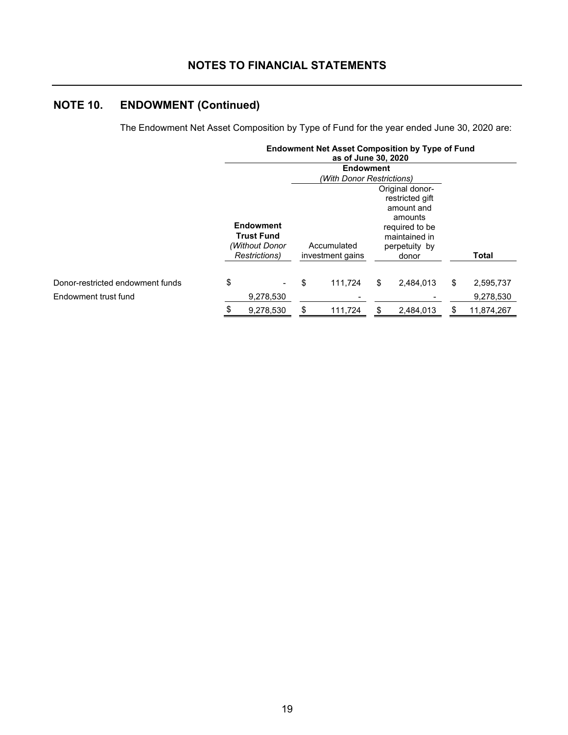## NOTES TO FINANCIAL STATEMENTS

## NOTE 10. ENDOWMENT (Continued)

The Endowment Net Asset Composition by Type of Fund for the year ended June 30, 2020 are:

**Endowment Net Asset Composition by Type of Fund as of June 30, 2020**

| | | Endowment *(With Donor Restrictions)* | | |
|---|---|---|---|---|
| | **Endowment Trust Fund** *(Without Donor Restrictions)* | Accumulated investment gains | Original donor-restricted gift amount and amounts required to be maintained in perpetuity by donor | **Total** |
| Donor-restricted endowment funds | $ - | $ 111,724 | $ 2,484,013 | $ 2,595,737 |
| Endowment trust fund | 9,278,530 | - | - | 9,278,530 |
| | $ 9,278,530 | $ 111,724 | $ 2,484,013 | $ 11,874,267 |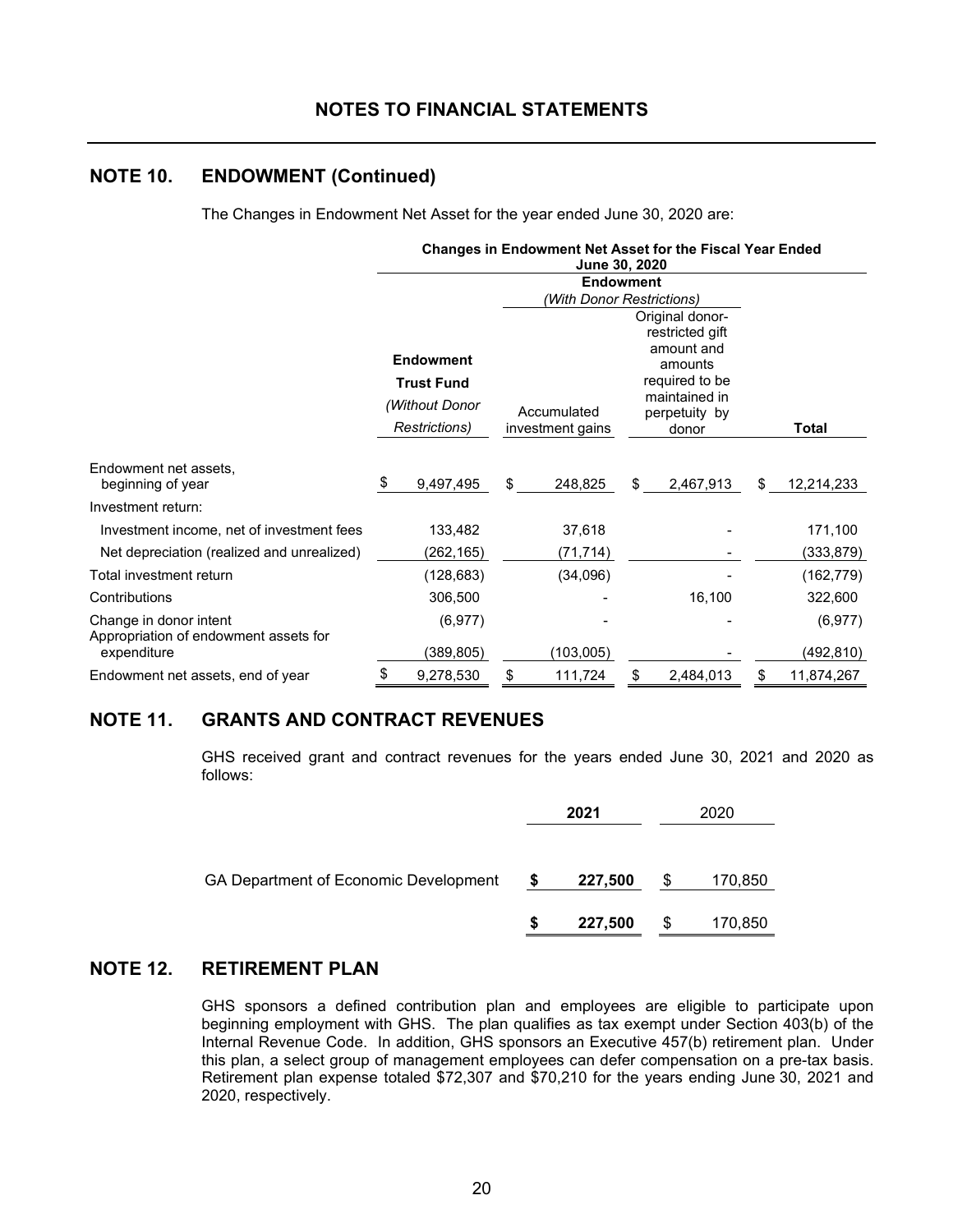# NOTES TO FINANCIAL STATEMENTS

## NOTE 10. ENDOWMENT (Continued)

The Changes in Endowment Net Asset for the year ended June 30, 2020 are:

| | Changes in Endowment Net Asset for the Fiscal Year Ended June 30, 2020 | | | |
|---|---|---|---|---|
| | | Endowment (With Donor Restrictions) | | |
| | Endowment Trust Fund (Without Donor Restrictions) | Accumulated investment gains | Original donor-restricted gift amount and amounts required to be maintained in perpetuity by donor | Total |
| Endowment net assets, beginning of year | $ 9,497,495 | $ 248,825 | $ 2,467,913 | $ 12,214,233 |
| Investment return: | | | | |
| Investment income, net of investment fees | 133,482 | 37,618 | - | 171,100 |
| Net depreciation (realized and unrealized) | (262,165) | (71,714) | - | (333,879) |
| Total investment return | (128,683) | (34,096) | - | (162,779) |
| Contributions | 306,500 | - | 16,100 | 322,600 |
| Change in donor intent | (6,977) | - | - | (6,977) |
| Appropriation of endowment assets for expenditure | (389,805) | (103,005) | - | (492,810) |
| Endowment net assets, end of year | $ 9,278,530 | $ 111,724 | $ 2,484,013 | $ 11,874,267 |

## NOTE 11. GRANTS AND CONTRACT REVENUES

GHS received grant and contract revenues for the years ended June 30, 2021 and 2020 as follows:

| | 2021 | 2020 |
|---|---|---|
| GA Department of Economic Development | **$ 227,500** | $ 170,850 |
| | **$ 227,500** | $ 170,850 |

## NOTE 12. RETIREMENT PLAN

GHS sponsors a defined contribution plan and employees are eligible to participate upon beginning employment with GHS. The plan qualifies as tax exempt under Section 403(b) of the Internal Revenue Code. In addition, GHS sponsors an Executive 457(b) retirement plan. Under this plan, a select group of management employees can defer compensation on a pre-tax basis. Retirement plan expense totaled $72,307 and $70,210 for the years ending June 30, 2021 and 2020, respectively.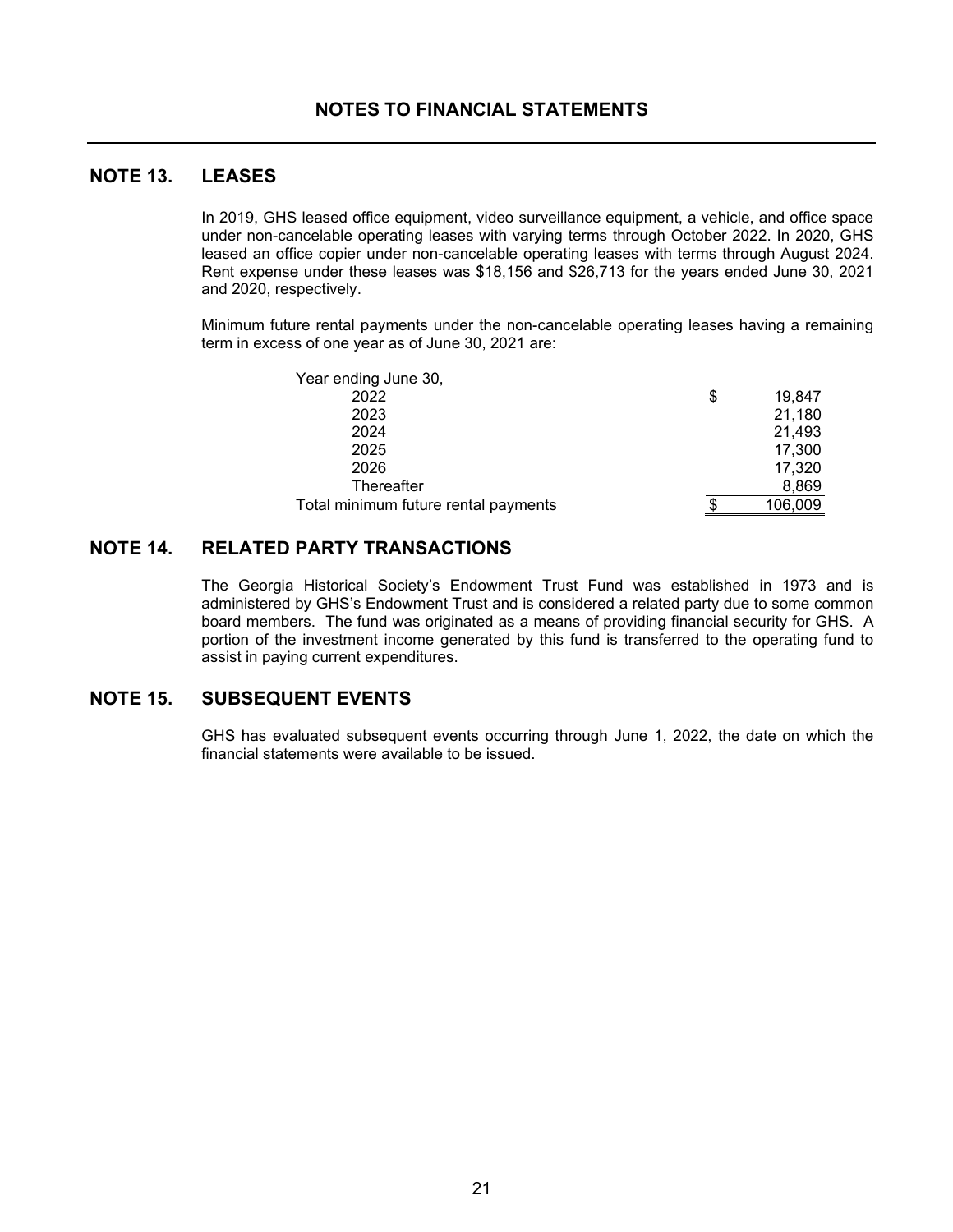# NOTES TO FINANCIAL STATEMENTS

## NOTE 13. LEASES

In 2019, GHS leased office equipment, video surveillance equipment, a vehicle, and office space under non-cancelable operating leases with varying terms through October 2022. In 2020, GHS leased an office copier under non-cancelable operating leases with terms through August 2024. Rent expense under these leases was $18,156 and $26,713 for the years ended June 30, 2021 and 2020, respectively.

Minimum future rental payments under the non-cancelable operating leases having a remaining term in excess of one year as of June 30, 2021 are:

| | |
|---|---|
| Year ending June 30, | |
| 2022 | $ 19,847 |
| 2023 | 21,180 |
| 2024 | 21,493 |
| 2025 | 17,300 |
| 2026 | 17,320 |
| Thereafter | 8,869 |
| Total minimum future rental payments | $ 106,009 |

## NOTE 14. RELATED PARTY TRANSACTIONS

The Georgia Historical Society's Endowment Trust Fund was established in 1973 and is administered by GHS's Endowment Trust and is considered a related party due to some common board members. The fund was originated as a means of providing financial security for GHS. A portion of the investment income generated by this fund is transferred to the operating fund to assist in paying current expenditures.

## NOTE 15. SUBSEQUENT EVENTS

GHS has evaluated subsequent events occurring through June 1, 2022, the date on which the financial statements were available to be issued.